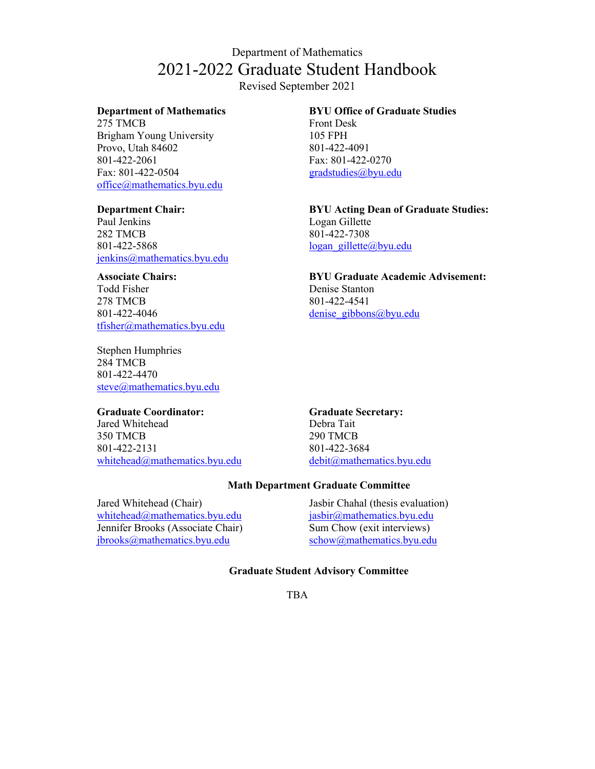Department of Mathematics

# 2021-2022 Graduate Student Handbook

Revised September 2021

**Department of Mathematics**
275 TMCB
Brigham Young University
Provo, Utah 84602
801-422-2061
Fax: 801-422-0504
office@mathematics.byu.edu

**Department Chair:**
Paul Jenkins
282 TMCB
801-422-5868
jenkins@mathematics.byu.edu

**Associate Chairs:**
Todd Fisher
278 TMCB
801-422-4046
tfisher@mathematics.byu.edu

Stephen Humphries
284 TMCB
801-422-4470
steve@mathematics.byu.edu

**Graduate Coordinator:**
Jared Whitehead
350 TMCB
801-422-2131
whitehead@mathematics.byu.edu

**BYU Office of Graduate Studies**
Front Desk
105 FPH
801-422-4091
Fax: 801-422-0270
gradstudies@byu.edu

**BYU Acting Dean of Graduate Studies:**
Logan Gillette
801-422-7308
logan_gillette@byu.edu

**BYU Graduate Academic Advisement:**
Denise Stanton
801-422-4541
denise_gibbons@byu.edu

**Graduate Secretary:**
Debra Tait
290 TMCB
801-422-3684
debit@mathematics.byu.edu

**Math Department Graduate Committee**

Jared Whitehead (Chair)
whitehead@mathematics.byu.edu
Jennifer Brooks (Associate Chair)
jbrooks@mathematics.byu.edu

Jasbir Chahal (thesis evaluation)
jasbir@mathematics.byu.edu
Sum Chow (exit interviews)
schow@mathematics.byu.edu

**Graduate Student Advisory Committee**

TBA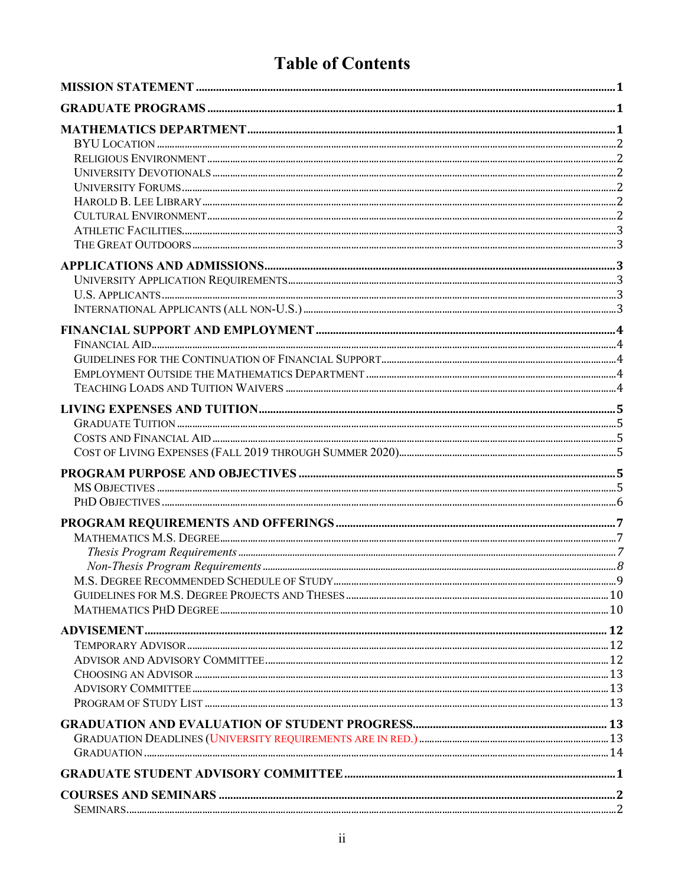# Table of Contents

**MISSION STATEMENT** .......... **1**

**GRADUATE PROGRAMS** .......... **1**

**MATHEMATICS DEPARTMENT** .......... **1**

- BYU Location .......... 2
- Religious Environment .......... 2
- University Devotionals .......... 2
- University Forums .......... 2
- Harold B. Lee Library .......... 2
- Cultural Environment .......... 2
- Athletic Facilities .......... 3
- The Great Outdoors .......... 3

**APPLICATIONS AND ADMISSIONS** .......... **3**

- University Application Requirements .......... 3
- U.S. Applicants .......... 3
- International Applicants (all non-U.S.) .......... 3

**FINANCIAL SUPPORT AND EMPLOYMENT** .......... **4**

- Financial Aid .......... 4
- Guidelines for the Continuation of Financial Support .......... 4
- Employment Outside the Mathematics Department .......... 4
- Teaching Loads and Tuition Waivers .......... 4

**LIVING EXPENSES AND TUITION** .......... **5**

- Graduate Tuition .......... 5
- Costs and Financial Aid .......... 5
- Cost of Living Expenses (Fall 2019 through Summer 2020) .......... 5

**PROGRAM PURPOSE AND OBJECTIVES** .......... **5**

- MS Objectives .......... 5
- PhD Objectives .......... 6

**PROGRAM REQUIREMENTS AND OFFERINGS** .......... **7**

- Mathematics M.S. Degree .......... 7
  - *Thesis Program Requirements* .......... *7*
  - *Non-Thesis Program Requirements* .......... *8*
- M.S. Degree Recommended Schedule of Study .......... 9
- Guidelines for M.S. Degree Projects and Theses .......... 10
- Mathematics PhD Degree .......... 10

**ADVISEMENT** .......... **12**

- Temporary Advisor .......... 12
- Advisor and Advisory Committee .......... 12
- Choosing an Advisor .......... 13
- Advisory Committee .......... 13
- Program of Study List .......... 13

**GRADUATION AND EVALUATION OF STUDENT PROGRESS** .......... **13**

- Graduation Deadlines (University requirements are in red.) .......... 13
- Graduation .......... 14

**GRADUATE STUDENT ADVISORY COMMITTEE** .......... **1**

**COURSES AND SEMINARS** .......... **2**

- Seminars .......... 2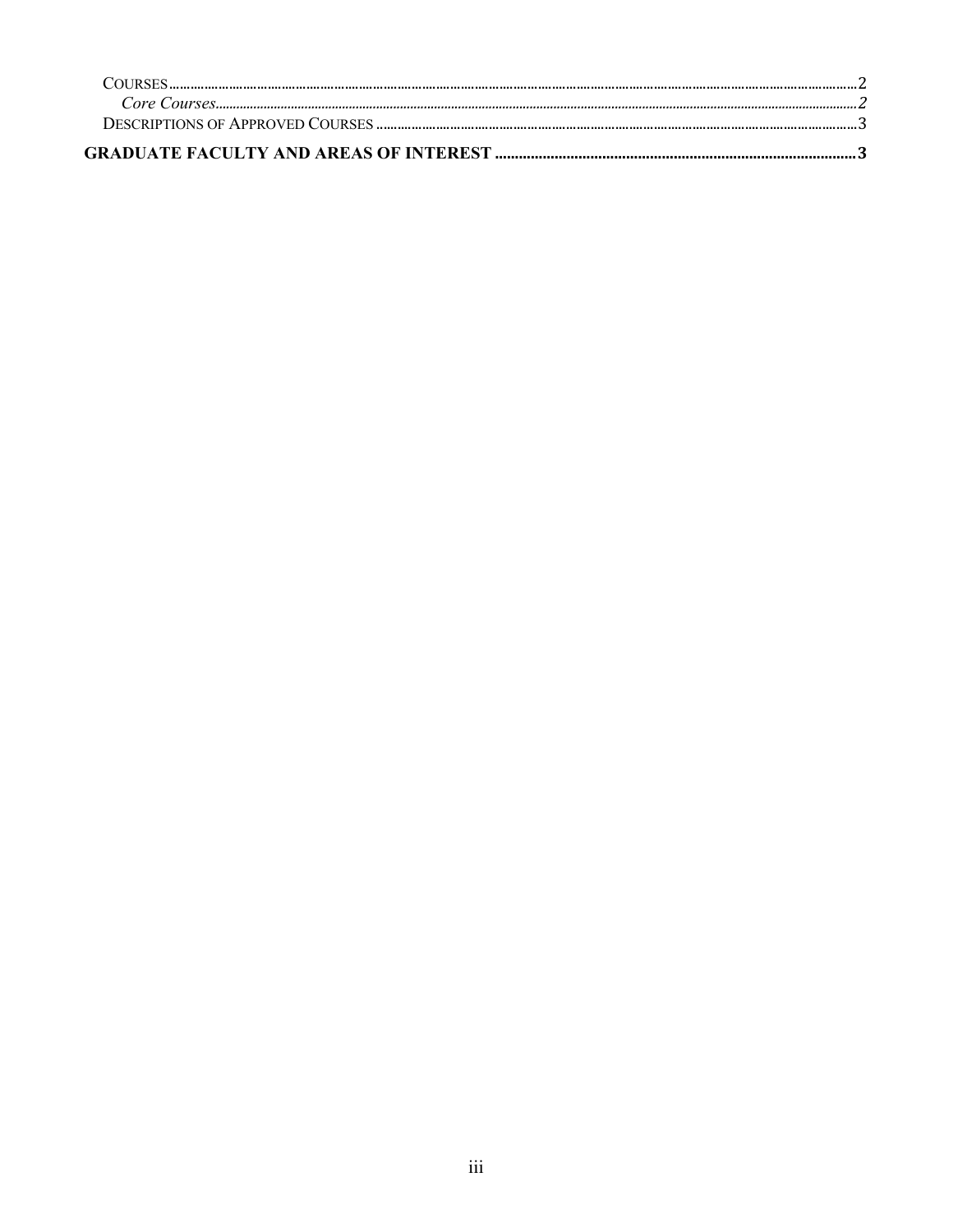Courses ........................................................................................................................ 2
  *Core Courses* ........................................................................................................... *2*
Descriptions of Approved Courses ............................................................................... 3

**GRADUATE FACULTY AND AREAS OF INTEREST .............................................................. 3**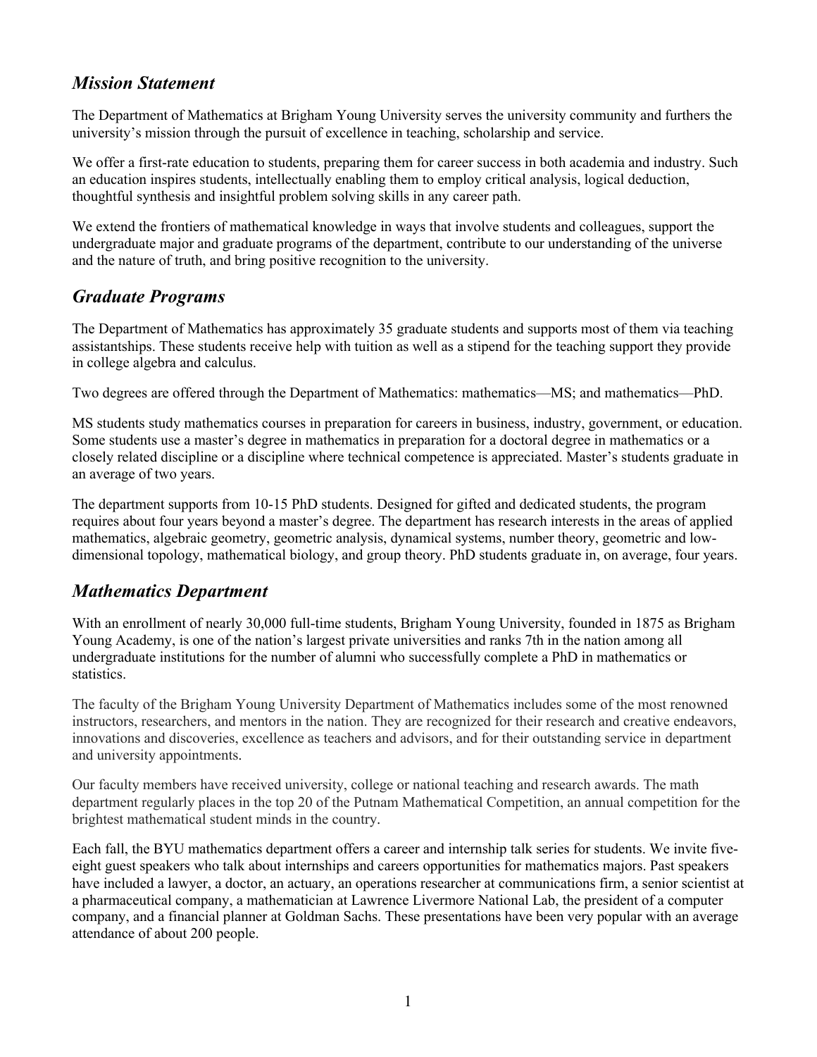## *Mission Statement*

The Department of Mathematics at Brigham Young University serves the university community and furthers the university's mission through the pursuit of excellence in teaching, scholarship and service.

We offer a first-rate education to students, preparing them for career success in both academia and industry. Such an education inspires students, intellectually enabling them to employ critical analysis, logical deduction, thoughtful synthesis and insightful problem solving skills in any career path.

We extend the frontiers of mathematical knowledge in ways that involve students and colleagues, support the undergraduate major and graduate programs of the department, contribute to our understanding of the universe and the nature of truth, and bring positive recognition to the university.

## *Graduate Programs*

The Department of Mathematics has approximately 35 graduate students and supports most of them via teaching assistantships. These students receive help with tuition as well as a stipend for the teaching support they provide in college algebra and calculus.

Two degrees are offered through the Department of Mathematics: mathematics—MS; and mathematics—PhD.

MS students study mathematics courses in preparation for careers in business, industry, government, or education. Some students use a master's degree in mathematics in preparation for a doctoral degree in mathematics or a closely related discipline or a discipline where technical competence is appreciated. Master's students graduate in an average of two years.

The department supports from 10-15 PhD students. Designed for gifted and dedicated students, the program requires about four years beyond a master's degree. The department has research interests in the areas of applied mathematics, algebraic geometry, geometric analysis, dynamical systems, number theory, geometric and low-dimensional topology, mathematical biology, and group theory. PhD students graduate in, on average, four years.

## *Mathematics Department*

With an enrollment of nearly 30,000 full-time students, Brigham Young University, founded in 1875 as Brigham Young Academy, is one of the nation's largest private universities and ranks 7th in the nation among all undergraduate institutions for the number of alumni who successfully complete a PhD in mathematics or statistics.

The faculty of the Brigham Young University Department of Mathematics includes some of the most renowned instructors, researchers, and mentors in the nation. They are recognized for their research and creative endeavors, innovations and discoveries, excellence as teachers and advisors, and for their outstanding service in department and university appointments.

Our faculty members have received university, college or national teaching and research awards. The math department regularly places in the top 20 of the Putnam Mathematical Competition, an annual competition for the brightest mathematical student minds in the country.

Each fall, the BYU mathematics department offers a career and internship talk series for students. We invite five-eight guest speakers who talk about internships and careers opportunities for mathematics majors. Past speakers have included a lawyer, a doctor, an actuary, an operations researcher at communications firm, a senior scientist at a pharmaceutical company, a mathematician at Lawrence Livermore National Lab, the president of a computer company, and a financial planner at Goldman Sachs. These presentations have been very popular with an average attendance of about 200 people.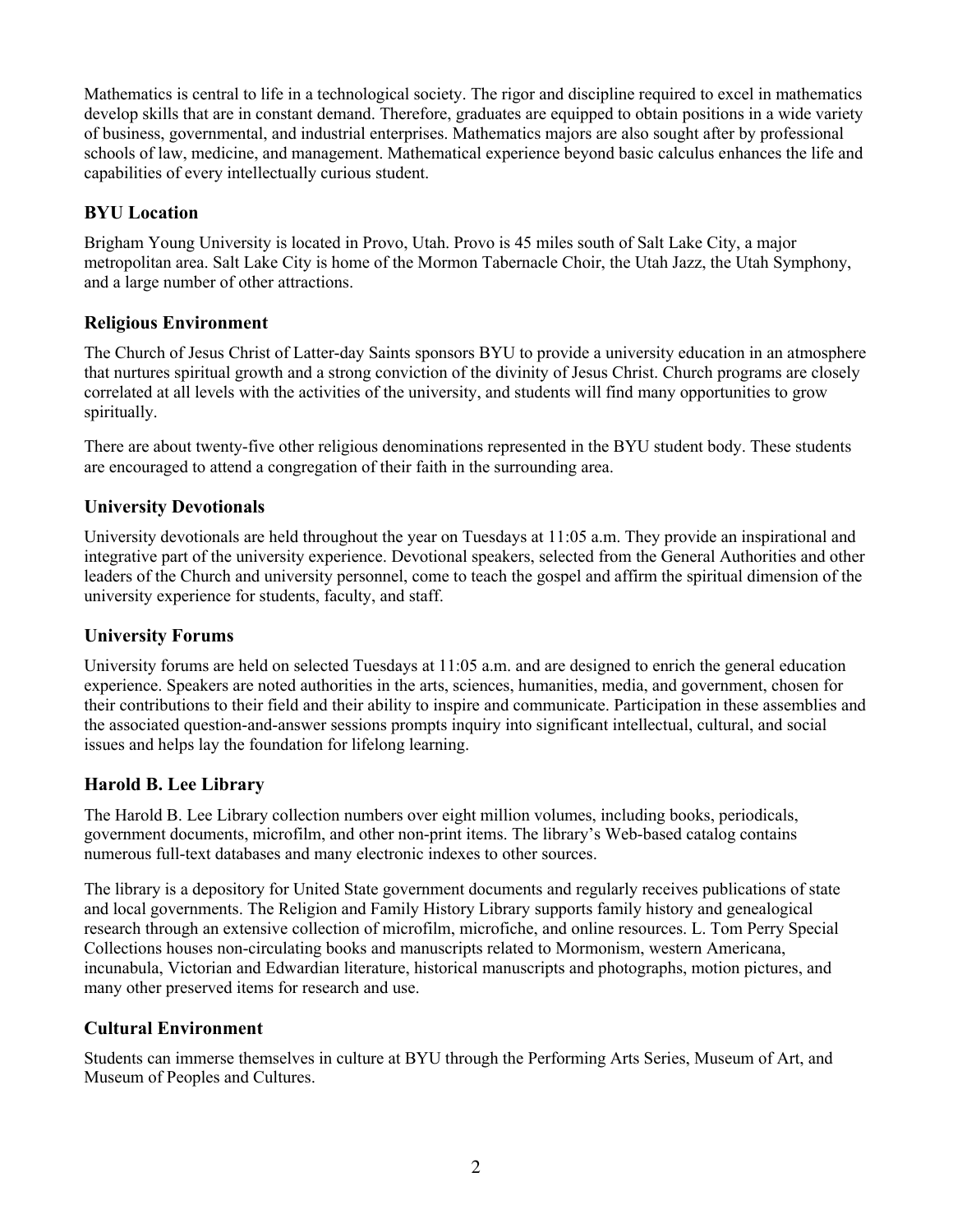Mathematics is central to life in a technological society. The rigor and discipline required to excel in mathematics develop skills that are in constant demand. Therefore, graduates are equipped to obtain positions in a wide variety of business, governmental, and industrial enterprises. Mathematics majors are also sought after by professional schools of law, medicine, and management. Mathematical experience beyond basic calculus enhances the life and capabilities of every intellectually curious student.

### BYU Location

Brigham Young University is located in Provo, Utah. Provo is 45 miles south of Salt Lake City, a major metropolitan area. Salt Lake City is home of the Mormon Tabernacle Choir, the Utah Jazz, the Utah Symphony, and a large number of other attractions.

### Religious Environment

The Church of Jesus Christ of Latter-day Saints sponsors BYU to provide a university education in an atmosphere that nurtures spiritual growth and a strong conviction of the divinity of Jesus Christ. Church programs are closely correlated at all levels with the activities of the university, and students will find many opportunities to grow spiritually.

There are about twenty-five other religious denominations represented in the BYU student body. These students are encouraged to attend a congregation of their faith in the surrounding area.

### University Devotionals

University devotionals are held throughout the year on Tuesdays at 11:05 a.m. They provide an inspirational and integrative part of the university experience. Devotional speakers, selected from the General Authorities and other leaders of the Church and university personnel, come to teach the gospel and affirm the spiritual dimension of the university experience for students, faculty, and staff.

### University Forums

University forums are held on selected Tuesdays at 11:05 a.m. and are designed to enrich the general education experience. Speakers are noted authorities in the arts, sciences, humanities, media, and government, chosen for their contributions to their field and their ability to inspire and communicate. Participation in these assemblies and the associated question-and-answer sessions prompts inquiry into significant intellectual, cultural, and social issues and helps lay the foundation for lifelong learning.

### Harold B. Lee Library

The Harold B. Lee Library collection numbers over eight million volumes, including books, periodicals, government documents, microfilm, and other non-print items. The library's Web-based catalog contains numerous full-text databases and many electronic indexes to other sources.

The library is a depository for United State government documents and regularly receives publications of state and local governments. The Religion and Family History Library supports family history and genealogical research through an extensive collection of microfilm, microfiche, and online resources. L. Tom Perry Special Collections houses non-circulating books and manuscripts related to Mormonism, western Americana, incunabula, Victorian and Edwardian literature, historical manuscripts and photographs, motion pictures, and many other preserved items for research and use.

### Cultural Environment

Students can immerse themselves in culture at BYU through the Performing Arts Series, Museum of Art, and Museum of Peoples and Cultures.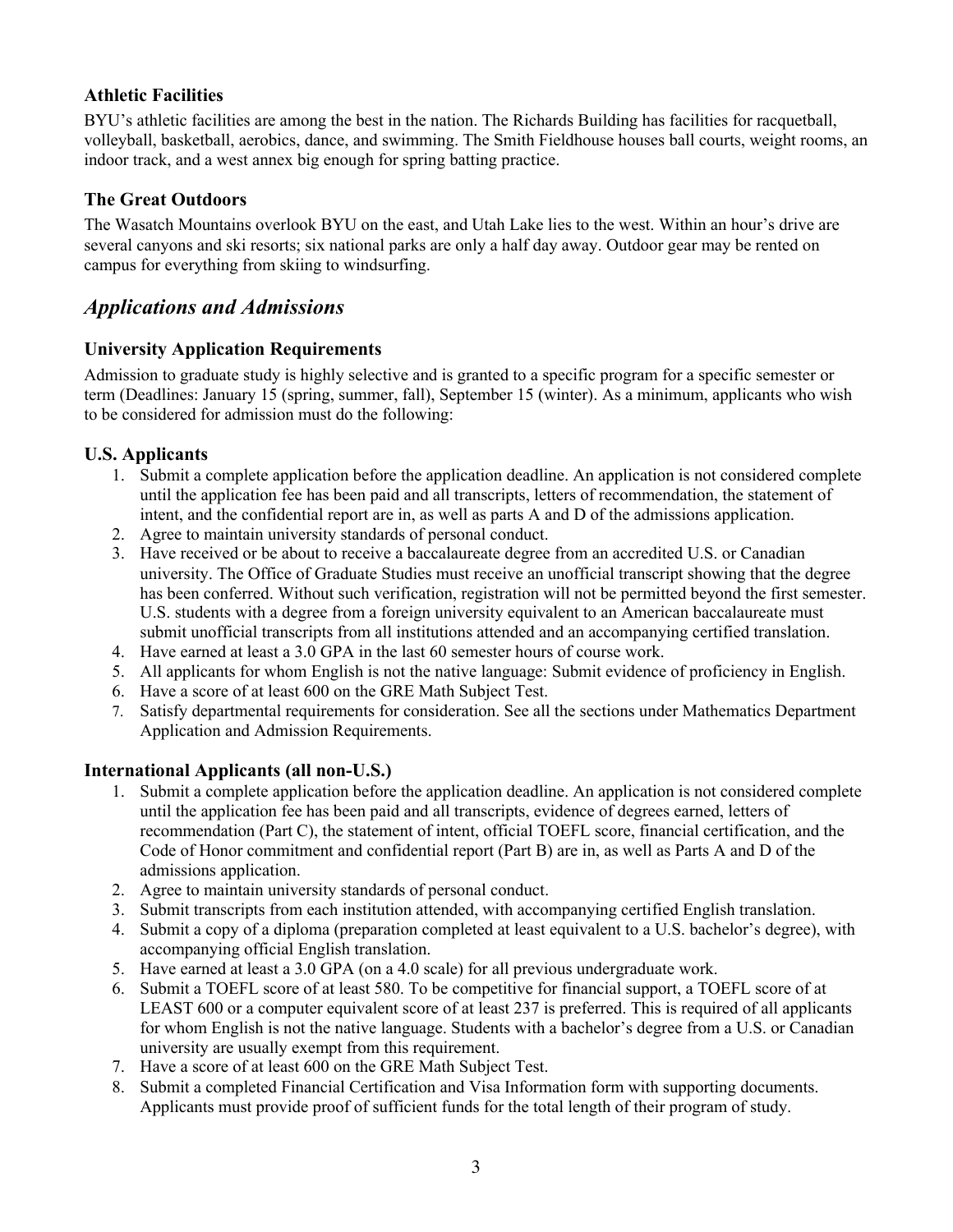### Athletic Facilities

BYU's athletic facilities are among the best in the nation. The Richards Building has facilities for racquetball, volleyball, basketball, aerobics, dance, and swimming. The Smith Fieldhouse houses ball courts, weight rooms, an indoor track, and a west annex big enough for spring batting practice.

### The Great Outdoors

The Wasatch Mountains overlook BYU on the east, and Utah Lake lies to the west. Within an hour's drive are several canyons and ski resorts; six national parks are only a half day away. Outdoor gear may be rented on campus for everything from skiing to windsurfing.

## *Applications and Admissions*

### University Application Requirements

Admission to graduate study is highly selective and is granted to a specific program for a specific semester or term (Deadlines: January 15 (spring, summer, fall), September 15 (winter). As a minimum, applicants who wish to be considered for admission must do the following:

### U.S. Applicants

1. Submit a complete application before the application deadline. An application is not considered complete until the application fee has been paid and all transcripts, letters of recommendation, the statement of intent, and the confidential report are in, as well as parts A and D of the admissions application.
2. Agree to maintain university standards of personal conduct.
3. Have received or be about to receive a baccalaureate degree from an accredited U.S. or Canadian university. The Office of Graduate Studies must receive an unofficial transcript showing that the degree has been conferred. Without such verification, registration will not be permitted beyond the first semester. U.S. students with a degree from a foreign university equivalent to an American baccalaureate must submit unofficial transcripts from all institutions attended and an accompanying certified translation.
4. Have earned at least a 3.0 GPA in the last 60 semester hours of course work.
5. All applicants for whom English is not the native language: Submit evidence of proficiency in English.
6. Have a score of at least 600 on the GRE Math Subject Test.
7. Satisfy departmental requirements for consideration. See all the sections under Mathematics Department Application and Admission Requirements.

### International Applicants (all non-U.S.)

1. Submit a complete application before the application deadline. An application is not considered complete until the application fee has been paid and all transcripts, evidence of degrees earned, letters of recommendation (Part C), the statement of intent, official TOEFL score, financial certification, and the Code of Honor commitment and confidential report (Part B) are in, as well as Parts A and D of the admissions application.
2. Agree to maintain university standards of personal conduct.
3. Submit transcripts from each institution attended, with accompanying certified English translation.
4. Submit a copy of a diploma (preparation completed at least equivalent to a U.S. bachelor's degree), with accompanying official English translation.
5. Have earned at least a 3.0 GPA (on a 4.0 scale) for all previous undergraduate work.
6. Submit a TOEFL score of at least 580. To be competitive for financial support, a TOEFL score of at LEAST 600 or a computer equivalent score of at least 237 is preferred. This is required of all applicants for whom English is not the native language. Students with a bachelor's degree from a U.S. or Canadian university are usually exempt from this requirement.
7. Have a score of at least 600 on the GRE Math Subject Test.
8. Submit a completed Financial Certification and Visa Information form with supporting documents. Applicants must provide proof of sufficient funds for the total length of their program of study.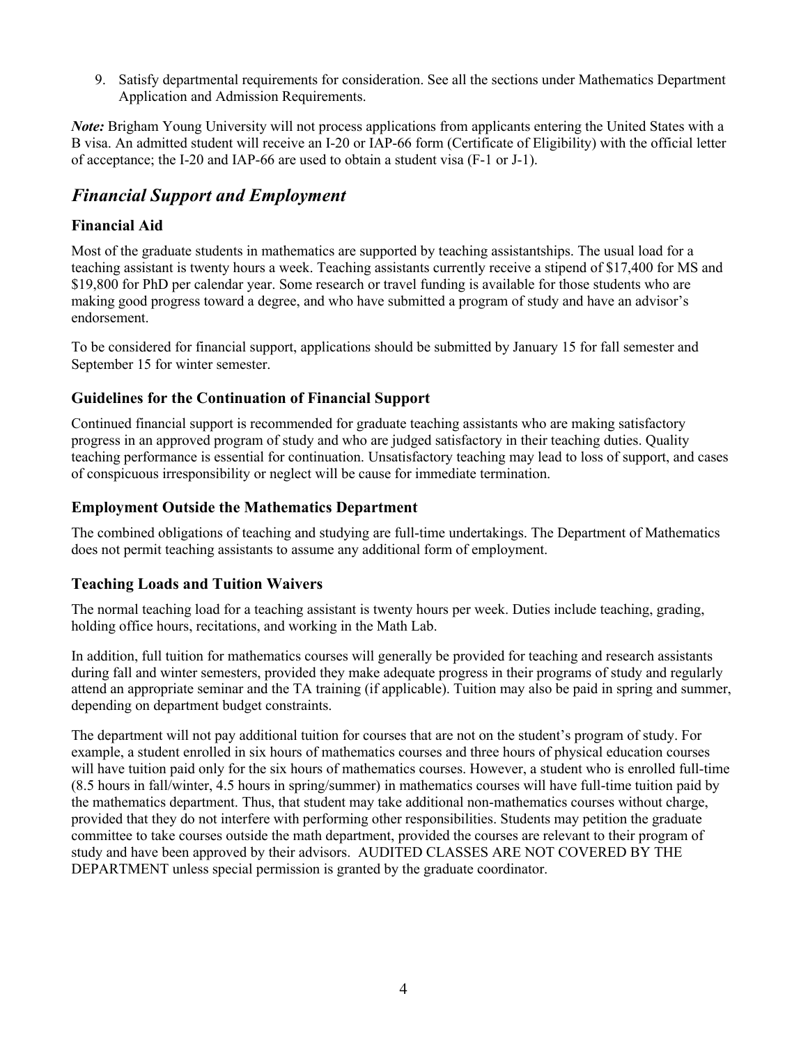9. Satisfy departmental requirements for consideration. See all the sections under Mathematics Department Application and Admission Requirements.

***Note:*** Brigham Young University will not process applications from applicants entering the United States with a B visa. An admitted student will receive an I-20 or IAP-66 form (Certificate of Eligibility) with the official letter of acceptance; the I-20 and IAP-66 are used to obtain a student visa (F-1 or J-1).

## *Financial Support and Employment*

### Financial Aid

Most of the graduate students in mathematics are supported by teaching assistantships. The usual load for a teaching assistant is twenty hours a week. Teaching assistants currently receive a stipend of $17,400 for MS and $19,800 for PhD per calendar year. Some research or travel funding is available for those students who are making good progress toward a degree, and who have submitted a program of study and have an advisor's endorsement.

To be considered for financial support, applications should be submitted by January 15 for fall semester and September 15 for winter semester.

### Guidelines for the Continuation of Financial Support

Continued financial support is recommended for graduate teaching assistants who are making satisfactory progress in an approved program of study and who are judged satisfactory in their teaching duties. Quality teaching performance is essential for continuation. Unsatisfactory teaching may lead to loss of support, and cases of conspicuous irresponsibility or neglect will be cause for immediate termination.

### Employment Outside the Mathematics Department

The combined obligations of teaching and studying are full-time undertakings. The Department of Mathematics does not permit teaching assistants to assume any additional form of employment.

### Teaching Loads and Tuition Waivers

The normal teaching load for a teaching assistant is twenty hours per week. Duties include teaching, grading, holding office hours, recitations, and working in the Math Lab.

In addition, full tuition for mathematics courses will generally be provided for teaching and research assistants during fall and winter semesters, provided they make adequate progress in their programs of study and regularly attend an appropriate seminar and the TA training (if applicable). Tuition may also be paid in spring and summer, depending on department budget constraints.

The department will not pay additional tuition for courses that are not on the student's program of study. For example, a student enrolled in six hours of mathematics courses and three hours of physical education courses will have tuition paid only for the six hours of mathematics courses. However, a student who is enrolled full-time (8.5 hours in fall/winter, 4.5 hours in spring/summer) in mathematics courses will have full-time tuition paid by the mathematics department. Thus, that student may take additional non-mathematics courses without charge, provided that they do not interfere with performing other responsibilities. Students may petition the graduate committee to take courses outside the math department, provided the courses are relevant to their program of study and have been approved by their advisors. AUDITED CLASSES ARE NOT COVERED BY THE DEPARTMENT unless special permission is granted by the graduate coordinator.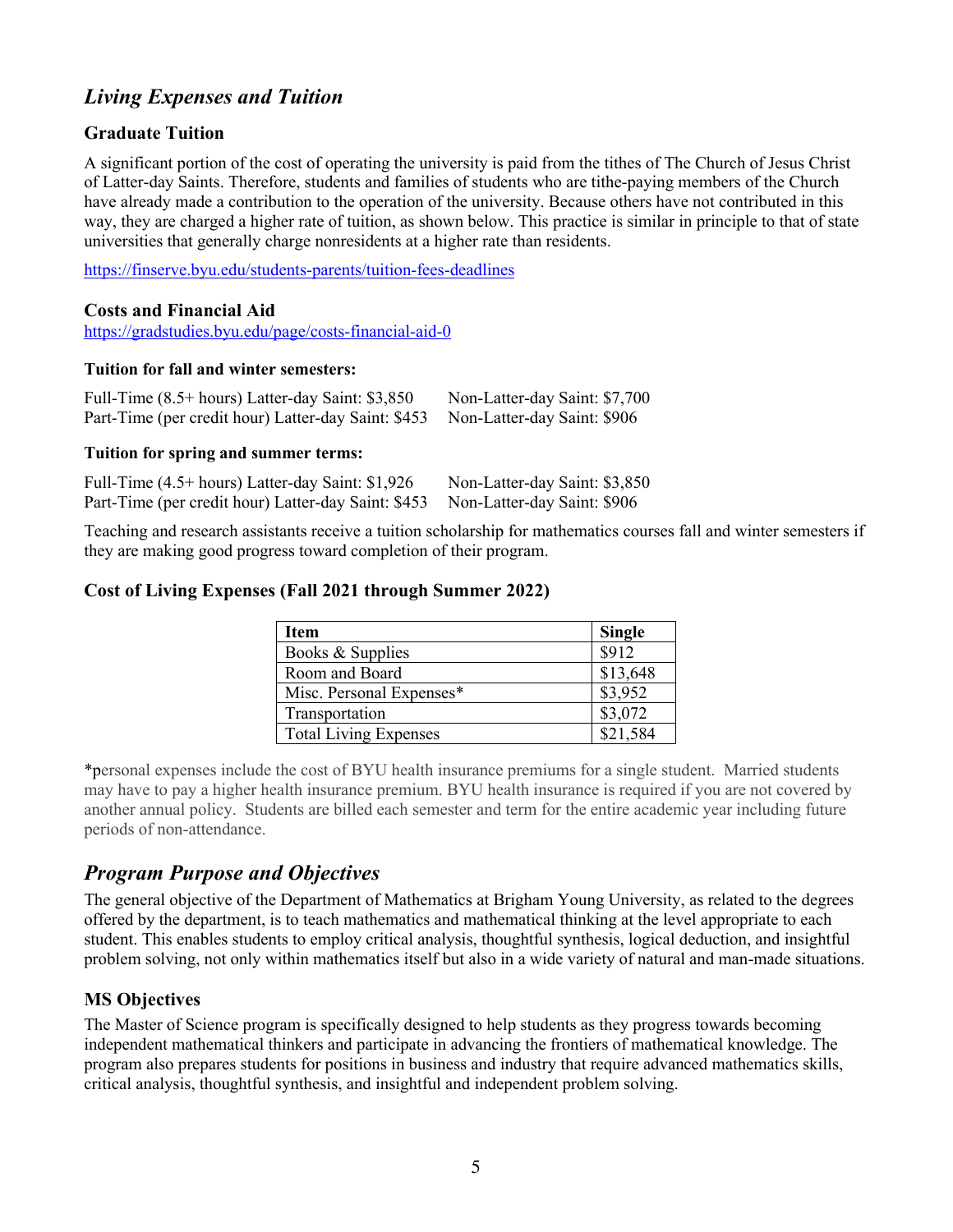## *Living Expenses and Tuition*

### Graduate Tuition

A significant portion of the cost of operating the university is paid from the tithes of The Church of Jesus Christ of Latter-day Saints. Therefore, students and families of students who are tithe-paying members of the Church have already made a contribution to the operation of the university. Because others have not contributed in this way, they are charged a higher rate of tuition, as shown below. This practice is similar in principle to that of state universities that generally charge nonresidents at a higher rate than residents.

https://finserve.byu.edu/students-parents/tuition-fees-deadlines

### Costs and Financial Aid

https://gradstudies.byu.edu/page/costs-financial-aid-0

#### Tuition for fall and winter semesters:

Full-Time (8.5+ hours) Latter-day Saint: $3,850 Non-Latter-day Saint: $7,700
Part-Time (per credit hour) Latter-day Saint: $453 Non-Latter-day Saint: $906

#### Tuition for spring and summer terms:

Full-Time (4.5+ hours) Latter-day Saint: $1,926 Non-Latter-day Saint: $3,850
Part-Time (per credit hour) Latter-day Saint: $453 Non-Latter-day Saint: $906

Teaching and research assistants receive a tuition scholarship for mathematics courses fall and winter semesters if they are making good progress toward completion of their program.

### Cost of Living Expenses (Fall 2021 through Summer 2022)

| Item | Single |
|---|---|
| Books & Supplies | $912 |
| Room and Board | $13,648 |
| Misc. Personal Expenses* | $3,952 |
| Transportation | $3,072 |
| Total Living Expenses | $21,584 |

*personal expenses include the cost of BYU health insurance premiums for a single student. Married students may have to pay a higher health insurance premium. BYU health insurance is required if you are not covered by another annual policy. Students are billed each semester and term for the entire academic year including future periods of non-attendance.

## *Program Purpose and Objectives*

The general objective of the Department of Mathematics at Brigham Young University, as related to the degrees offered by the department, is to teach mathematics and mathematical thinking at the level appropriate to each student. This enables students to employ critical analysis, thoughtful synthesis, logical deduction, and insightful problem solving, not only within mathematics itself but also in a wide variety of natural and man-made situations.

### MS Objectives

The Master of Science program is specifically designed to help students as they progress towards becoming independent mathematical thinkers and participate in advancing the frontiers of mathematical knowledge. The program also prepares students for positions in business and industry that require advanced mathematics skills, critical analysis, thoughtful synthesis, and insightful and independent problem solving.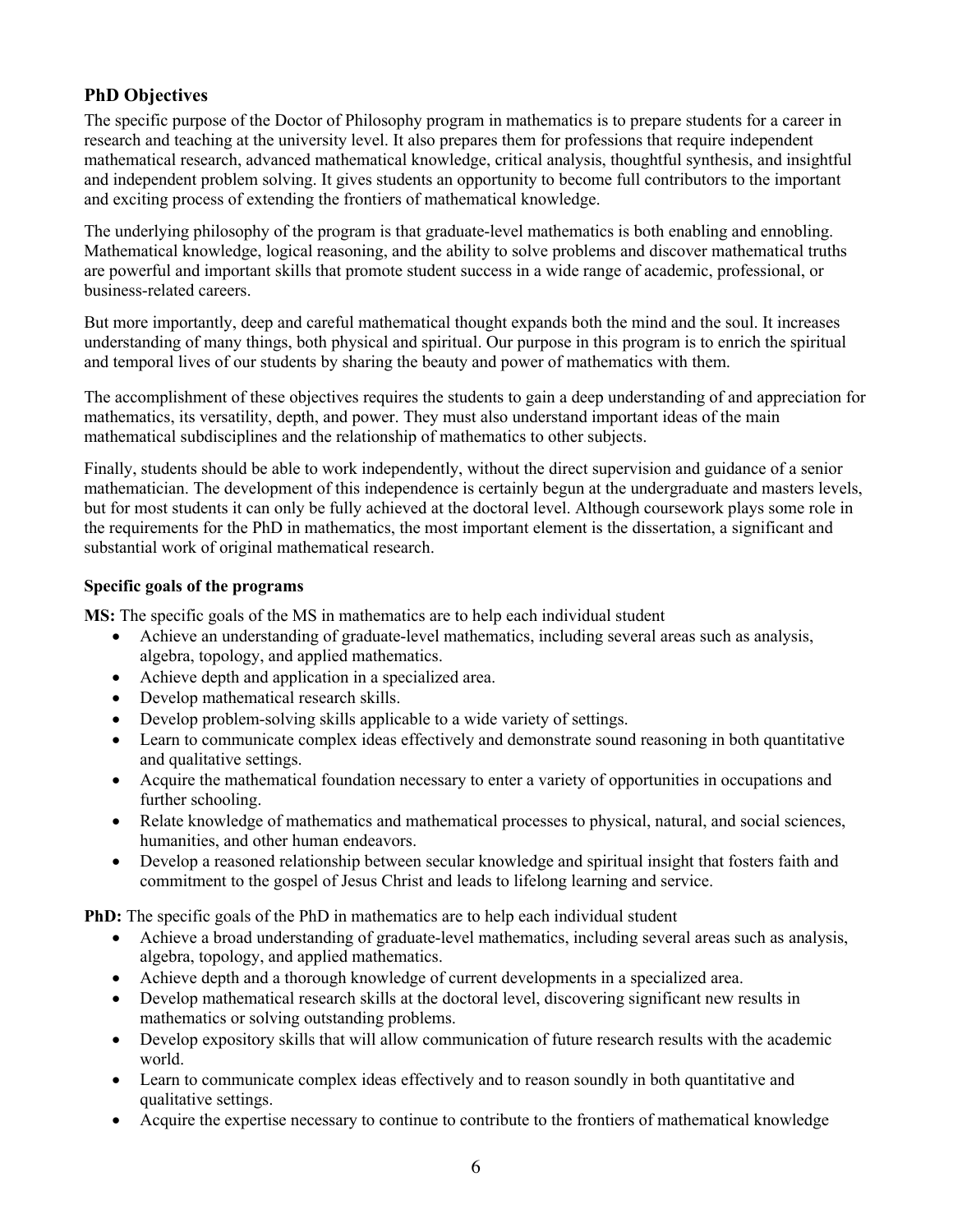## PhD Objectives

The specific purpose of the Doctor of Philosophy program in mathematics is to prepare students for a career in research and teaching at the university level. It also prepares them for professions that require independent mathematical research, advanced mathematical knowledge, critical analysis, thoughtful synthesis, and insightful and independent problem solving. It gives students an opportunity to become full contributors to the important and exciting process of extending the frontiers of mathematical knowledge.

The underlying philosophy of the program is that graduate-level mathematics is both enabling and ennobling. Mathematical knowledge, logical reasoning, and the ability to solve problems and discover mathematical truths are powerful and important skills that promote student success in a wide range of academic, professional, or business-related careers.

But more importantly, deep and careful mathematical thought expands both the mind and the soul. It increases understanding of many things, both physical and spiritual. Our purpose in this program is to enrich the spiritual and temporal lives of our students by sharing the beauty and power of mathematics with them.

The accomplishment of these objectives requires the students to gain a deep understanding of and appreciation for mathematics, its versatility, depth, and power. They must also understand important ideas of the main mathematical subdisciplines and the relationship of mathematics to other subjects.

Finally, students should be able to work independently, without the direct supervision and guidance of a senior mathematician. The development of this independence is certainly begun at the undergraduate and masters levels, but for most students it can only be fully achieved at the doctoral level. Although coursework plays some role in the requirements for the PhD in mathematics, the most important element is the dissertation, a significant and substantial work of original mathematical research.

### Specific goals of the programs

**MS:** The specific goals of the MS in mathematics are to help each individual student

- Achieve an understanding of graduate-level mathematics, including several areas such as analysis, algebra, topology, and applied mathematics.
- Achieve depth and application in a specialized area.
- Develop mathematical research skills.
- Develop problem-solving skills applicable to a wide variety of settings.
- Learn to communicate complex ideas effectively and demonstrate sound reasoning in both quantitative and qualitative settings.
- Acquire the mathematical foundation necessary to enter a variety of opportunities in occupations and further schooling.
- Relate knowledge of mathematics and mathematical processes to physical, natural, and social sciences, humanities, and other human endeavors.
- Develop a reasoned relationship between secular knowledge and spiritual insight that fosters faith and commitment to the gospel of Jesus Christ and leads to lifelong learning and service.

**PhD:** The specific goals of the PhD in mathematics are to help each individual student

- Achieve a broad understanding of graduate-level mathematics, including several areas such as analysis, algebra, topology, and applied mathematics.
- Achieve depth and a thorough knowledge of current developments in a specialized area.
- Develop mathematical research skills at the doctoral level, discovering significant new results in mathematics or solving outstanding problems.
- Develop expository skills that will allow communication of future research results with the academic world.
- Learn to communicate complex ideas effectively and to reason soundly in both quantitative and qualitative settings.
- Acquire the expertise necessary to continue to contribute to the frontiers of mathematical knowledge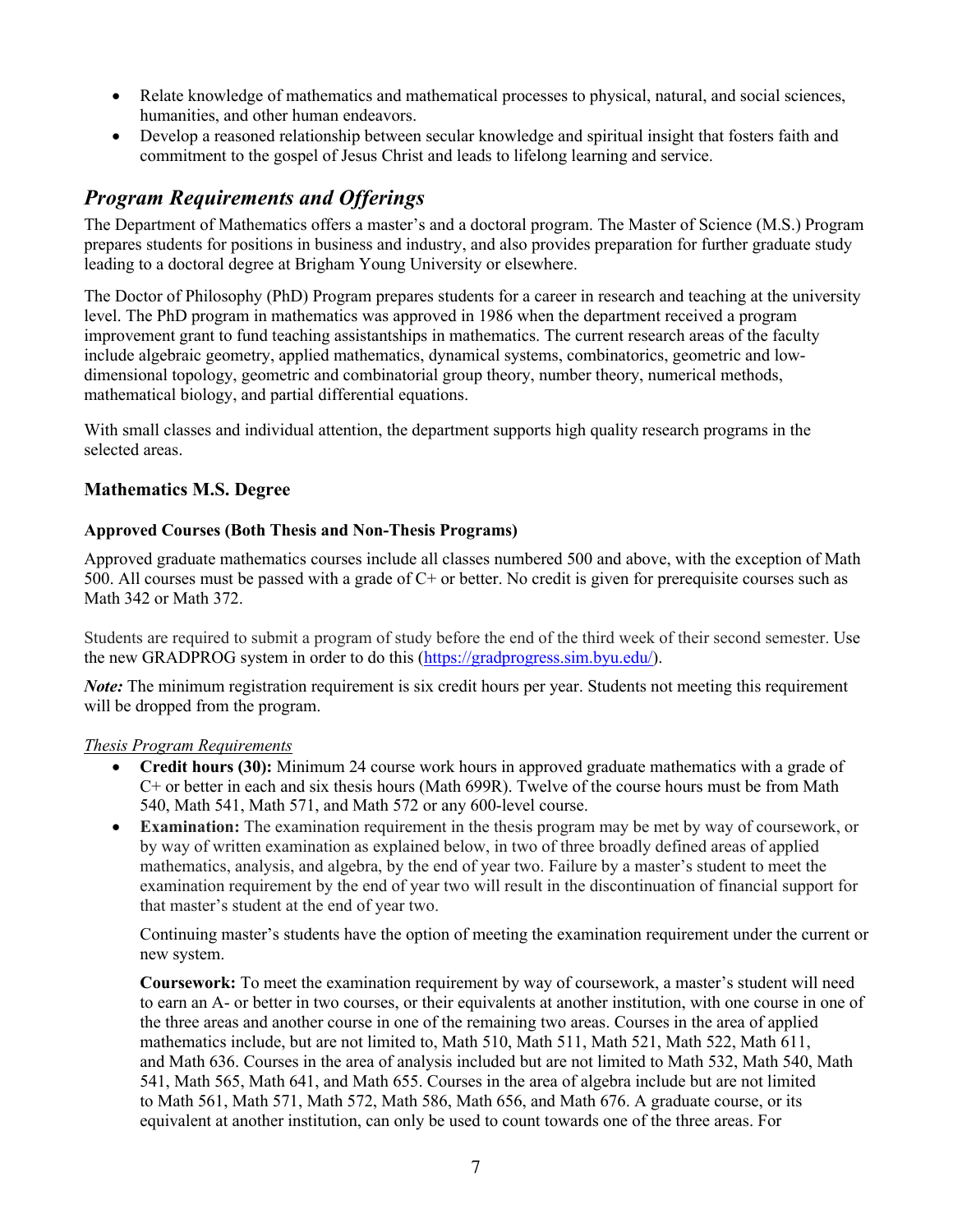- Relate knowledge of mathematics and mathematical processes to physical, natural, and social sciences, humanities, and other human endeavors.
- Develop a reasoned relationship between secular knowledge and spiritual insight that fosters faith and commitment to the gospel of Jesus Christ and leads to lifelong learning and service.

## *Program Requirements and Offerings*

The Department of Mathematics offers a master's and a doctoral program. The Master of Science (M.S.) Program prepares students for positions in business and industry, and also provides preparation for further graduate study leading to a doctoral degree at Brigham Young University or elsewhere.

The Doctor of Philosophy (PhD) Program prepares students for a career in research and teaching at the university level. The PhD program in mathematics was approved in 1986 when the department received a program improvement grant to fund teaching assistantships in mathematics. The current research areas of the faculty include algebraic geometry, applied mathematics, dynamical systems, combinatorics, geometric and low-dimensional topology, geometric and combinatorial group theory, number theory, numerical methods, mathematical biology, and partial differential equations.

With small classes and individual attention, the department supports high quality research programs in the selected areas.

### Mathematics M.S. Degree

#### Approved Courses (Both Thesis and Non-Thesis Programs)

Approved graduate mathematics courses include all classes numbered 500 and above, with the exception of Math 500. All courses must be passed with a grade of C+ or better. No credit is given for prerequisite courses such as Math 342 or Math 372.

Students are required to submit a program of study before the end of the third week of their second semester. Use the new GRADPROG system in order to do this (https://gradprogress.sim.byu.edu/).

***Note:*** The minimum registration requirement is six credit hours per year. Students not meeting this requirement will be dropped from the program.

<u>*Thesis Program Requirements*</u>

- **Credit hours (30):** Minimum 24 course work hours in approved graduate mathematics with a grade of C+ or better in each and six thesis hours (Math 699R). Twelve of the course hours must be from Math 540, Math 541, Math 571, and Math 572 or any 600-level course.
- **Examination:** The examination requirement in the thesis program may be met by way of coursework, or by way of written examination as explained below, in two of three broadly defined areas of applied mathematics, analysis, and algebra, by the end of year two. Failure by a master's student to meet the examination requirement by the end of year two will result in the discontinuation of financial support for that master's student at the end of year two.

  Continuing master's students have the option of meeting the examination requirement under the current or new system.

  **Coursework:** To meet the examination requirement by way of coursework, a master's student will need to earn an A- or better in two courses, or their equivalents at another institution, with one course in one of the three areas and another course in one of the remaining two areas. Courses in the area of applied mathematics include, but are not limited to, Math 510, Math 511, Math 521, Math 522, Math 611, and Math 636. Courses in the area of analysis included but are not limited to Math 532, Math 540, Math 541, Math 565, Math 641, and Math 655. Courses in the area of algebra include but are not limited to Math 561, Math 571, Math 572, Math 586, Math 656, and Math 676. A graduate course, or its equivalent at another institution, can only be used to count towards one of the three areas. For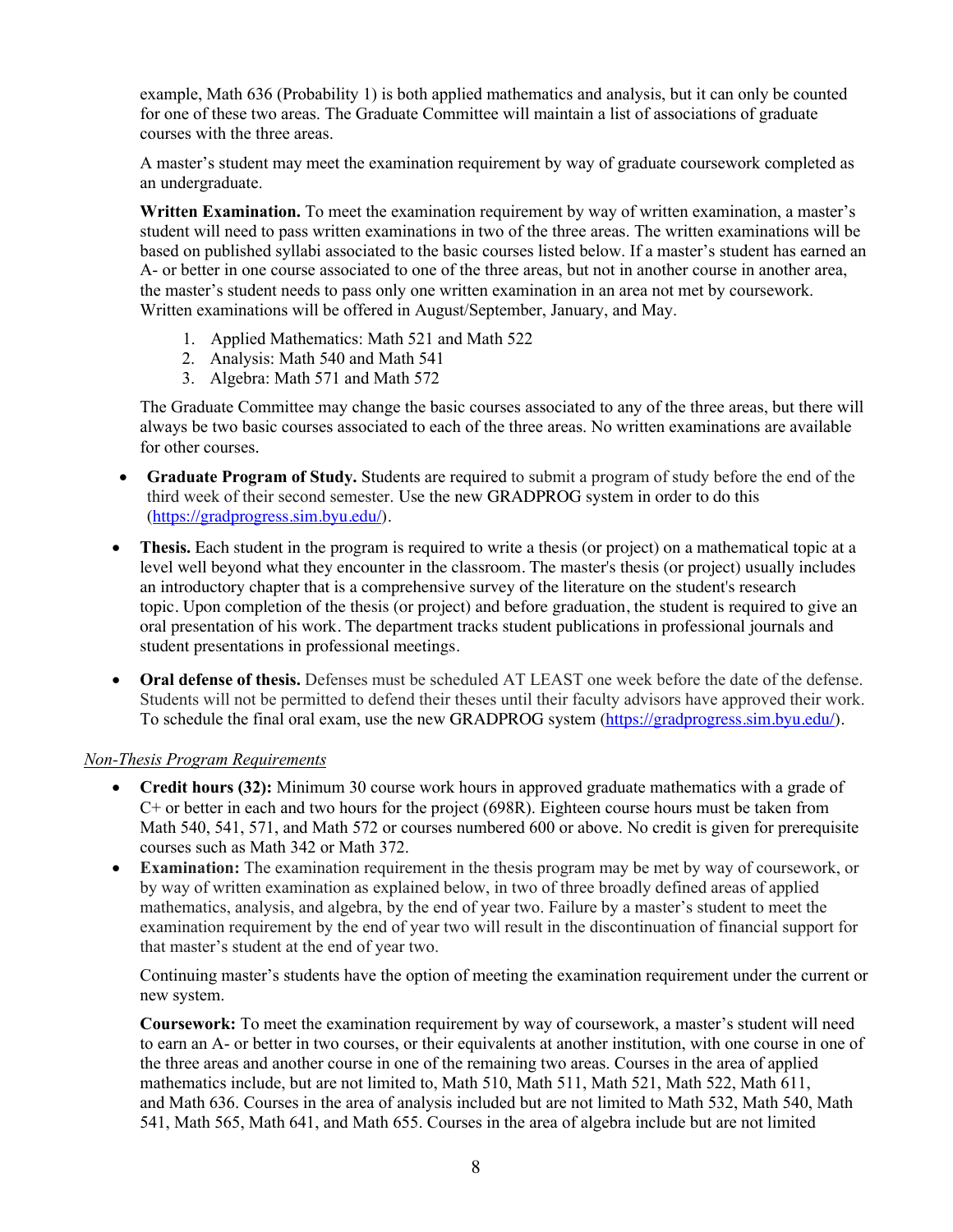example, Math 636 (Probability 1) is both applied mathematics and analysis, but it can only be counted for one of these two areas. The Graduate Committee will maintain a list of associations of graduate courses with the three areas.

A master's student may meet the examination requirement by way of graduate coursework completed as an undergraduate.

**Written Examination.** To meet the examination requirement by way of written examination, a master's student will need to pass written examinations in two of the three areas. The written examinations will be based on published syllabi associated to the basic courses listed below. If a master's student has earned an A- or better in one course associated to one of the three areas, but not in another course in another area, the master's student needs to pass only one written examination in an area not met by coursework. Written examinations will be offered in August/September, January, and May.

1. Applied Mathematics: Math 521 and Math 522
2. Analysis: Math 540 and Math 541
3. Algebra: Math 571 and Math 572

The Graduate Committee may change the basic courses associated to any of the three areas, but there will always be two basic courses associated to each of the three areas. No written examinations are available for other courses.

- **Graduate Program of Study.** Students are required to submit a program of study before the end of the third week of their second semester. Use the new GRADPROG system in order to do this (https://gradprogress.sim.byu.edu/).
- **Thesis.** Each student in the program is required to write a thesis (or project) on a mathematical topic at a level well beyond what they encounter in the classroom. The master's thesis (or project) usually includes an introductory chapter that is a comprehensive survey of the literature on the student's research topic. Upon completion of the thesis (or project) and before graduation, the student is required to give an oral presentation of his work. The department tracks student publications in professional journals and student presentations in professional meetings.
- **Oral defense of thesis.** Defenses must be scheduled AT LEAST one week before the date of the defense. Students will not be permitted to defend their theses until their faculty advisors have approved their work. To schedule the final oral exam, use the new GRADPROG system (https://gradprogress.sim.byu.edu/).

*Non-Thesis Program Requirements*

- **Credit hours (32):** Minimum 30 course work hours in approved graduate mathematics with a grade of C+ or better in each and two hours for the project (698R). Eighteen course hours must be taken from Math 540, 541, 571, and Math 572 or courses numbered 600 or above. No credit is given for prerequisite courses such as Math 342 or Math 372.
- **Examination:** The examination requirement in the thesis program may be met by way of coursework, or by way of written examination as explained below, in two of three broadly defined areas of applied mathematics, analysis, and algebra, by the end of year two. Failure by a master's student to meet the examination requirement by the end of year two will result in the discontinuation of financial support for that master's student at the end of year two.

  Continuing master's students have the option of meeting the examination requirement under the current or new system.

  **Coursework:** To meet the examination requirement by way of coursework, a master's student will need to earn an A- or better in two courses, or their equivalents at another institution, with one course in one of the three areas and another course in one of the remaining two areas. Courses in the area of applied mathematics include, but are not limited to, Math 510, Math 511, Math 521, Math 522, Math 611, and Math 636. Courses in the area of analysis included but are not limited to Math 532, Math 540, Math 541, Math 565, Math 641, and Math 655. Courses in the area of algebra include but are not limited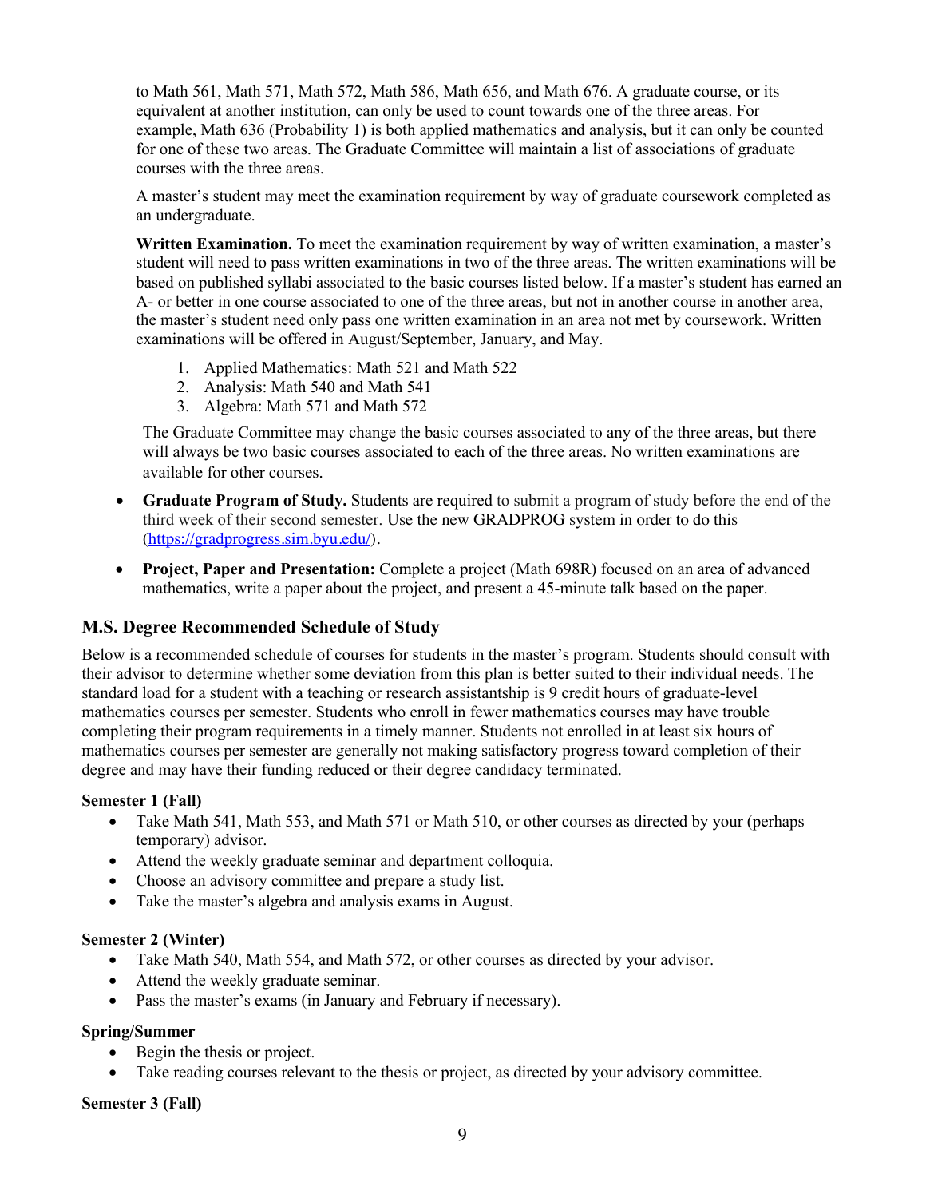to Math 561, Math 571, Math 572, Math 586, Math 656, and Math 676. A graduate course, or its equivalent at another institution, can only be used to count towards one of the three areas. For example, Math 636 (Probability 1) is both applied mathematics and analysis, but it can only be counted for one of these two areas. The Graduate Committee will maintain a list of associations of graduate courses with the three areas.

A master's student may meet the examination requirement by way of graduate coursework completed as an undergraduate.

**Written Examination.** To meet the examination requirement by way of written examination, a master's student will need to pass written examinations in two of the three areas. The written examinations will be based on published syllabi associated to the basic courses listed below. If a master's student has earned an A- or better in one course associated to one of the three areas, but not in another course in another area, the master's student need only pass one written examination in an area not met by coursework. Written examinations will be offered in August/September, January, and May.

1. Applied Mathematics: Math 521 and Math 522
2. Analysis: Math 540 and Math 541
3. Algebra: Math 571 and Math 572

The Graduate Committee may change the basic courses associated to any of the three areas, but there will always be two basic courses associated to each of the three areas. No written examinations are available for other courses.

- **Graduate Program of Study.** Students are required to submit a program of study before the end of the third week of their second semester. Use the new GRADPROG system in order to do this (https://gradprogress.sim.byu.edu/).
- **Project, Paper and Presentation:** Complete a project (Math 698R) focused on an area of advanced mathematics, write a paper about the project, and present a 45-minute talk based on the paper.

### M.S. Degree Recommended Schedule of Study

Below is a recommended schedule of courses for students in the master's program. Students should consult with their advisor to determine whether some deviation from this plan is better suited to their individual needs. The standard load for a student with a teaching or research assistantship is 9 credit hours of graduate-level mathematics courses per semester. Students who enroll in fewer mathematics courses may have trouble completing their program requirements in a timely manner. Students not enrolled in at least six hours of mathematics courses per semester are generally not making satisfactory progress toward completion of their degree and may have their funding reduced or their degree candidacy terminated.

**Semester 1 (Fall)**

- Take Math 541, Math 553, and Math 571 or Math 510, or other courses as directed by your (perhaps temporary) advisor.
- Attend the weekly graduate seminar and department colloquia.
- Choose an advisory committee and prepare a study list.
- Take the master's algebra and analysis exams in August.

**Semester 2 (Winter)**

- Take Math 540, Math 554, and Math 572, or other courses as directed by your advisor.
- Attend the weekly graduate seminar.
- Pass the master's exams (in January and February if necessary).

**Spring/Summer**

- Begin the thesis or project.
- Take reading courses relevant to the thesis or project, as directed by your advisory committee.

**Semester 3 (Fall)**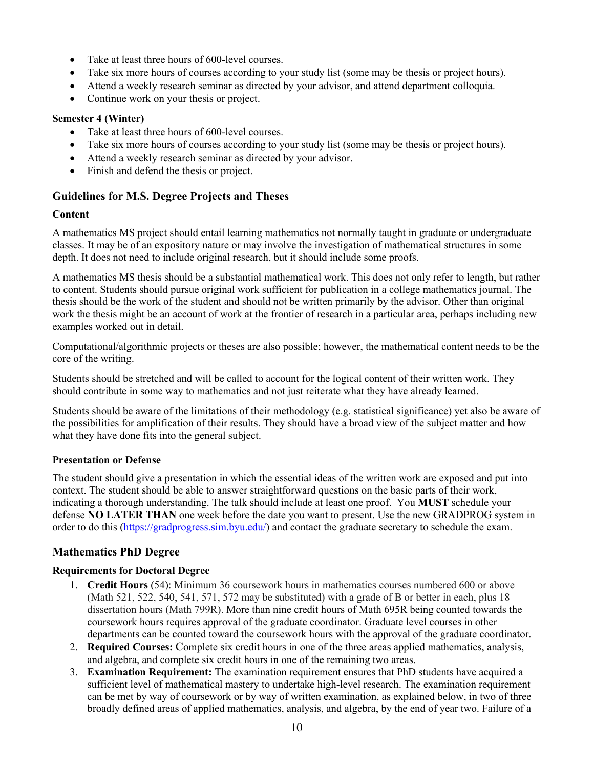- Take at least three hours of 600-level courses.
- Take six more hours of courses according to your study list (some may be thesis or project hours).
- Attend a weekly research seminar as directed by your advisor, and attend department colloquia.
- Continue work on your thesis or project.

**Semester 4 (Winter)**

- Take at least three hours of 600-level courses.
- Take six more hours of courses according to your study list (some may be thesis or project hours).
- Attend a weekly research seminar as directed by your advisor.
- Finish and defend the thesis or project.

## Guidelines for M.S. Degree Projects and Theses

### Content

A mathematics MS project should entail learning mathematics not normally taught in graduate or undergraduate classes. It may be of an expository nature or may involve the investigation of mathematical structures in some depth. It does not need to include original research, but it should include some proofs.

A mathematics MS thesis should be a substantial mathematical work. This does not only refer to length, but rather to content. Students should pursue original work sufficient for publication in a college mathematics journal. The thesis should be the work of the student and should not be written primarily by the advisor. Other than original work the thesis might be an account of work at the frontier of research in a particular area, perhaps including new examples worked out in detail.

Computational/algorithmic projects or theses are also possible; however, the mathematical content needs to be the core of the writing.

Students should be stretched and will be called to account for the logical content of their written work. They should contribute in some way to mathematics and not just reiterate what they have already learned.

Students should be aware of the limitations of their methodology (e.g. statistical significance) yet also be aware of the possibilities for amplification of their results. They should have a broad view of the subject matter and how what they have done fits into the general subject.

### Presentation or Defense

The student should give a presentation in which the essential ideas of the written work are exposed and put into context. The student should be able to answer straightforward questions on the basic parts of their work, indicating a thorough understanding. The talk should include at least one proof. You **MUST** schedule your defense **NO LATER THAN** one week before the date you want to present. Use the new GRADPROG system in order to do this (https://gradprogress.sim.byu.edu/) and contact the graduate secretary to schedule the exam.

## Mathematics PhD Degree

### Requirements for Doctoral Degree

1. **Credit Hours** (54): Minimum 36 coursework hours in mathematics courses numbered 600 or above (Math 521, 522, 540, 541, 571, 572 may be substituted) with a grade of B or better in each, plus 18 dissertation hours (Math 799R). More than nine credit hours of Math 695R being counted towards the coursework hours requires approval of the graduate coordinator. Graduate level courses in other departments can be counted toward the coursework hours with the approval of the graduate coordinator.
2. **Required Courses:** Complete six credit hours in one of the three areas applied mathematics, analysis, and algebra, and complete six credit hours in one of the remaining two areas.
3. **Examination Requirement:** The examination requirement ensures that PhD students have acquired a sufficient level of mathematical mastery to undertake high-level research. The examination requirement can be met by way of coursework or by way of written examination, as explained below, in two of three broadly defined areas of applied mathematics, analysis, and algebra, by the end of year two. Failure of a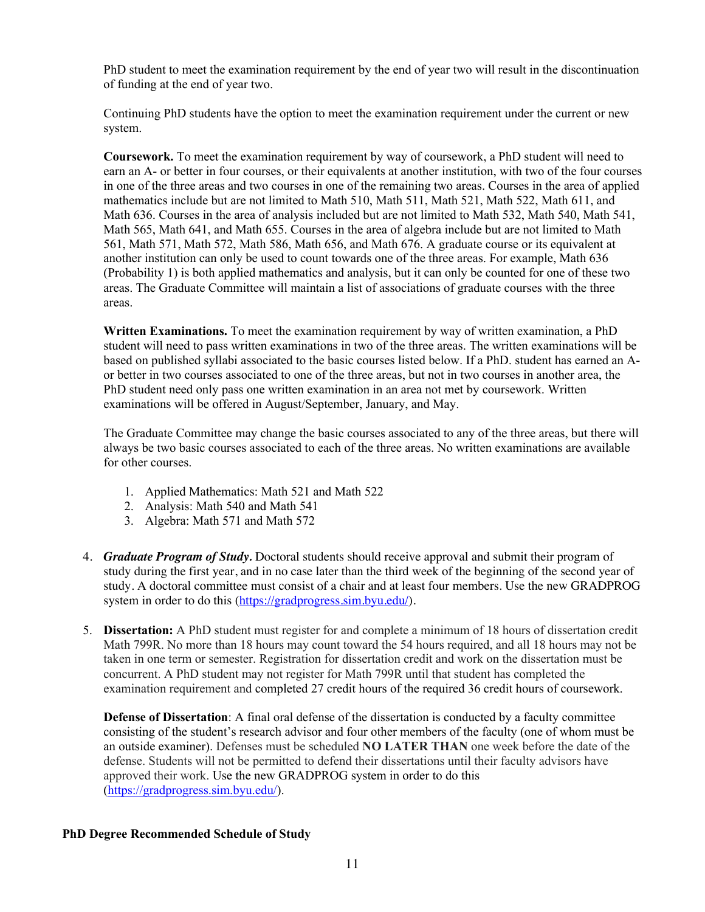PhD student to meet the examination requirement by the end of year two will result in the discontinuation of funding at the end of year two.

Continuing PhD students have the option to meet the examination requirement under the current or new system.

**Coursework.** To meet the examination requirement by way of coursework, a PhD student will need to earn an A- or better in four courses, or their equivalents at another institution, with two of the four courses in one of the three areas and two courses in one of the remaining two areas. Courses in the area of applied mathematics include but are not limited to Math 510, Math 511, Math 521, Math 522, Math 611, and Math 636. Courses in the area of analysis included but are not limited to Math 532, Math 540, Math 541, Math 565, Math 641, and Math 655. Courses in the area of algebra include but are not limited to Math 561, Math 571, Math 572, Math 586, Math 656, and Math 676. A graduate course or its equivalent at another institution can only be used to count towards one of the three areas. For example, Math 636 (Probability 1) is both applied mathematics and analysis, but it can only be counted for one of these two areas. The Graduate Committee will maintain a list of associations of graduate courses with the three areas.

**Written Examinations.** To meet the examination requirement by way of written examination, a PhD student will need to pass written examinations in two of the three areas. The written examinations will be based on published syllabi associated to the basic courses listed below. If a PhD. student has earned an A- or better in two courses associated to one of the three areas, but not in two courses in another area, the PhD student need only pass one written examination in an area not met by coursework. Written examinations will be offered in August/September, January, and May.

The Graduate Committee may change the basic courses associated to any of the three areas, but there will always be two basic courses associated to each of the three areas. No written examinations are available for other courses.

1. Applied Mathematics: Math 521 and Math 522
2. Analysis: Math 540 and Math 541
3. Algebra: Math 571 and Math 572

4. ***Graduate Program of Study.*** Doctoral students should receive approval and submit their program of study during the first year, and in no case later than the third week of the beginning of the second year of study. A doctoral committee must consist of a chair and at least four members. Use the new GRADPROG system in order to do this (https://gradprogress.sim.byu.edu/).

5. **Dissertation:** A PhD student must register for and complete a minimum of 18 hours of dissertation credit Math 799R. No more than 18 hours may count toward the 54 hours required, and all 18 hours may not be taken in one term or semester. Registration for dissertation credit and work on the dissertation must be concurrent. A PhD student may not register for Math 799R until that student has completed the examination requirement and completed 27 credit hours of the required 36 credit hours of coursework.

   **Defense of Dissertation**: A final oral defense of the dissertation is conducted by a faculty committee consisting of the student's research advisor and four other members of the faculty (one of whom must be an outside examiner). Defenses must be scheduled **NO LATER THAN** one week before the date of the defense. Students will not be permitted to defend their dissertations until their faculty advisors have approved their work. Use the new GRADPROG system in order to do this (https://gradprogress.sim.byu.edu/).

**PhD Degree Recommended Schedule of Study**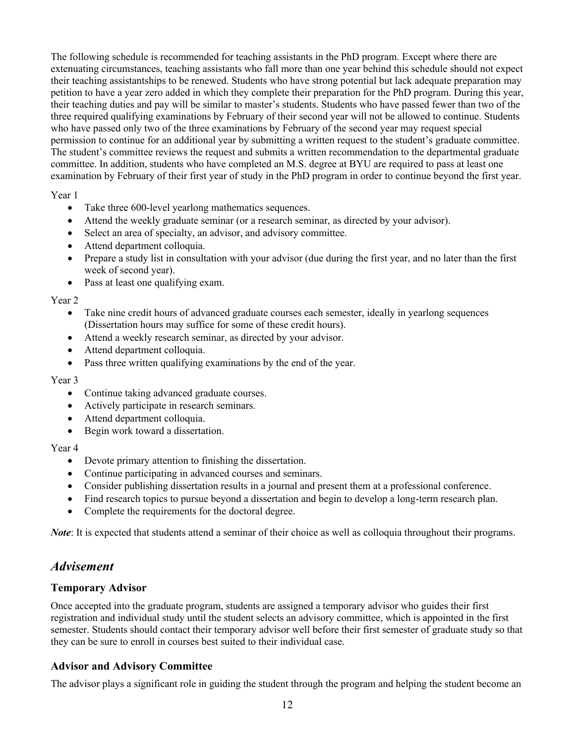The following schedule is recommended for teaching assistants in the PhD program. Except where there are extenuating circumstances, teaching assistants who fall more than one year behind this schedule should not expect their teaching assistantships to be renewed. Students who have strong potential but lack adequate preparation may petition to have a year zero added in which they complete their preparation for the PhD program. During this year, their teaching duties and pay will be similar to master's students. Students who have passed fewer than two of the three required qualifying examinations by February of their second year will not be allowed to continue. Students who have passed only two of the three examinations by February of the second year may request special permission to continue for an additional year by submitting a written request to the student's graduate committee. The student's committee reviews the request and submits a written recommendation to the departmental graduate committee. In addition, students who have completed an M.S. degree at BYU are required to pass at least one examination by February of their first year of study in the PhD program in order to continue beyond the first year.

Year 1

- Take three 600-level yearlong mathematics sequences.
- Attend the weekly graduate seminar (or a research seminar, as directed by your advisor).
- Select an area of specialty, an advisor, and advisory committee.
- Attend department colloquia.
- Prepare a study list in consultation with your advisor (due during the first year, and no later than the first week of second year).
- Pass at least one qualifying exam.

Year 2

- Take nine credit hours of advanced graduate courses each semester, ideally in yearlong sequences (Dissertation hours may suffice for some of these credit hours).
- Attend a weekly research seminar, as directed by your advisor.
- Attend department colloquia.
- Pass three written qualifying examinations by the end of the year.

Year 3

- Continue taking advanced graduate courses.
- Actively participate in research seminars.
- Attend department colloquia.
- Begin work toward a dissertation.

Year 4

- Devote primary attention to finishing the dissertation.
- Continue participating in advanced courses and seminars.
- Consider publishing dissertation results in a journal and present them at a professional conference.
- Find research topics to pursue beyond a dissertation and begin to develop a long-term research plan.
- Complete the requirements for the doctoral degree.

***Note***: It is expected that students attend a seminar of their choice as well as colloquia throughout their programs.

## *Advisement*

### Temporary Advisor

Once accepted into the graduate program, students are assigned a temporary advisor who guides their first registration and individual study until the student selects an advisory committee, which is appointed in the first semester. Students should contact their temporary advisor well before their first semester of graduate study so that they can be sure to enroll in courses best suited to their individual case.

### Advisor and Advisory Committee

The advisor plays a significant role in guiding the student through the program and helping the student become an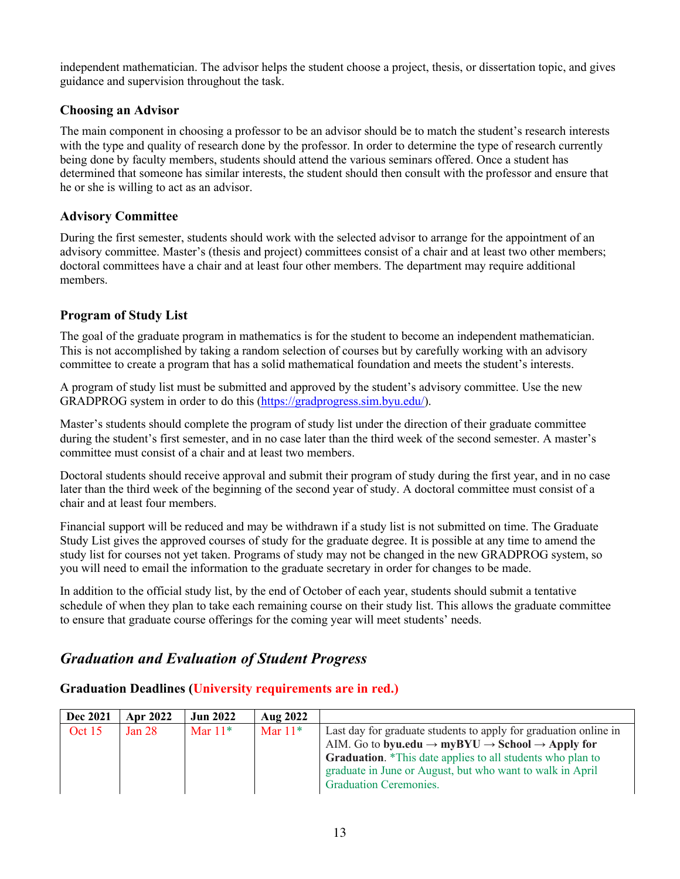independent mathematician. The advisor helps the student choose a project, thesis, or dissertation topic, and gives guidance and supervision throughout the task.

### Choosing an Advisor

The main component in choosing a professor to be an advisor should be to match the student's research interests with the type and quality of research done by the professor. In order to determine the type of research currently being done by faculty members, students should attend the various seminars offered. Once a student has determined that someone has similar interests, the student should then consult with the professor and ensure that he or she is willing to act as an advisor.

### Advisory Committee

During the first semester, students should work with the selected advisor to arrange for the appointment of an advisory committee. Master's (thesis and project) committees consist of a chair and at least two other members; doctoral committees have a chair and at least four other members. The department may require additional members.

### Program of Study List

The goal of the graduate program in mathematics is for the student to become an independent mathematician. This is not accomplished by taking a random selection of courses but by carefully working with an advisory committee to create a program that has a solid mathematical foundation and meets the student's interests.

A program of study list must be submitted and approved by the student's advisory committee. Use the new GRADPROG system in order to do this (https://gradprogress.sim.byu.edu/).

Master's students should complete the program of study list under the direction of their graduate committee during the student's first semester, and in no case later than the third week of the second semester. A master's committee must consist of a chair and at least two members.

Doctoral students should receive approval and submit their program of study during the first year, and in no case later than the third week of the beginning of the second year of study. A doctoral committee must consist of a chair and at least four members.

Financial support will be reduced and may be withdrawn if a study list is not submitted on time. The Graduate Study List gives the approved courses of study for the graduate degree. It is possible at any time to amend the study list for courses not yet taken. Programs of study may not be changed in the new GRADPROG system, so you will need to email the information to the graduate secretary in order for changes to be made.

In addition to the official study list, by the end of October of each year, students should submit a tentative schedule of when they plan to take each remaining course on their study list. This allows the graduate committee to ensure that graduate course offerings for the coming year will meet students' needs.

## *Graduation and Evaluation of Student Progress*

### Graduation Deadlines (University requirements are in red.)

| Dec 2021 | Apr 2022 | Jun 2022 | Aug 2022 | |
|---|---|---|---|---|
| Oct 15 | Jan 28 | Mar 11* | Mar 11* | Last day for graduate students to apply for graduation online in AIM. Go to **byu.edu → myBYU → School → Apply for Graduation**. *This date applies to all students who plan to graduate in June or August, but who want to walk in April Graduation Ceremonies. |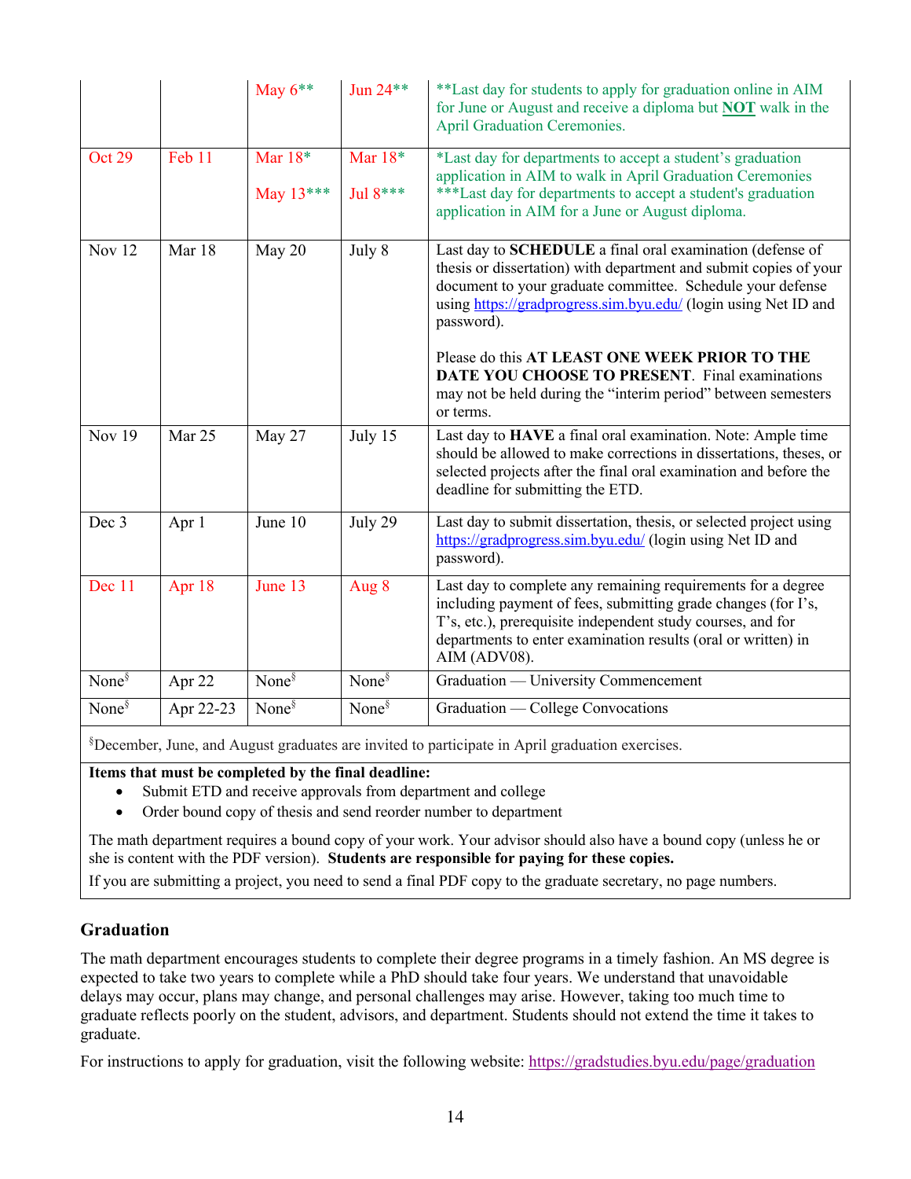| | | | | |
|---|---|---|---|---|
| | | May 6** | Jun 24** | **Last day for students to apply for graduation online in AIM for June or August and receive a diploma but **NOT** walk in the April Graduation Ceremonies. |
| Oct 29 | Feb 11 | Mar 18*<br>May 13*** | Mar 18*<br>Jul 8*** | *Last day for departments to accept a student's graduation application in AIM to walk in April Graduation Ceremonies<br>***Last day for departments to accept a student's graduation application in AIM for a June or August diploma. |
| Nov 12 | Mar 18 | May 20 | July 8 | Last day to **SCHEDULE** a final oral examination (defense of thesis or dissertation) with department and submit copies of your document to your graduate committee. Schedule your defense using https://gradprogress.sim.byu.edu/ (login using Net ID and password).<br><br>Please do this **AT LEAST ONE WEEK PRIOR TO THE DATE YOU CHOOSE TO PRESENT**. Final examinations may not be held during the "interim period" between semesters or terms. |
| Nov 19 | Mar 25 | May 27 | July 15 | Last day to **HAVE** a final oral examination. Note: Ample time should be allowed to make corrections in dissertations, theses, or selected projects after the final oral examination and before the deadline for submitting the ETD. |
| Dec 3 | Apr 1 | June 10 | July 29 | Last day to submit dissertation, thesis, or selected project using https://gradprogress.sim.byu.edu/ (login using Net ID and password). |
| Dec 11 | Apr 18 | June 13 | Aug 8 | Last day to complete any remaining requirements for a degree including payment of fees, submitting grade changes (for I's, T's, etc.), prerequisite independent study courses, and for departments to enter examination results (oral or written) in AIM (ADV08). |
| None§ | Apr 22 | None§ | None§ | Graduation — University Commencement |
| None§ | Apr 22-23 | None§ | None§ | Graduation — College Convocations |

§December, June, and August graduates are invited to participate in April graduation exercises.

**Items that must be completed by the final deadline:**

- Submit ETD and receive approvals from department and college
- Order bound copy of thesis and send reorder number to department

The math department requires a bound copy of your work. Your advisor should also have a bound copy (unless he or she is content with the PDF version). **Students are responsible for paying for these copies.**

If you are submitting a project, you need to send a final PDF copy to the graduate secretary, no page numbers.

### Graduation

The math department encourages students to complete their degree programs in a timely fashion. An MS degree is expected to take two years to complete while a PhD should take four years. We understand that unavoidable delays may occur, plans may change, and personal challenges may arise. However, taking too much time to graduate reflects poorly on the student, advisors, and department. Students should not extend the time it takes to graduate.

For instructions to apply for graduation, visit the following website: https://gradstudies.byu.edu/page/graduation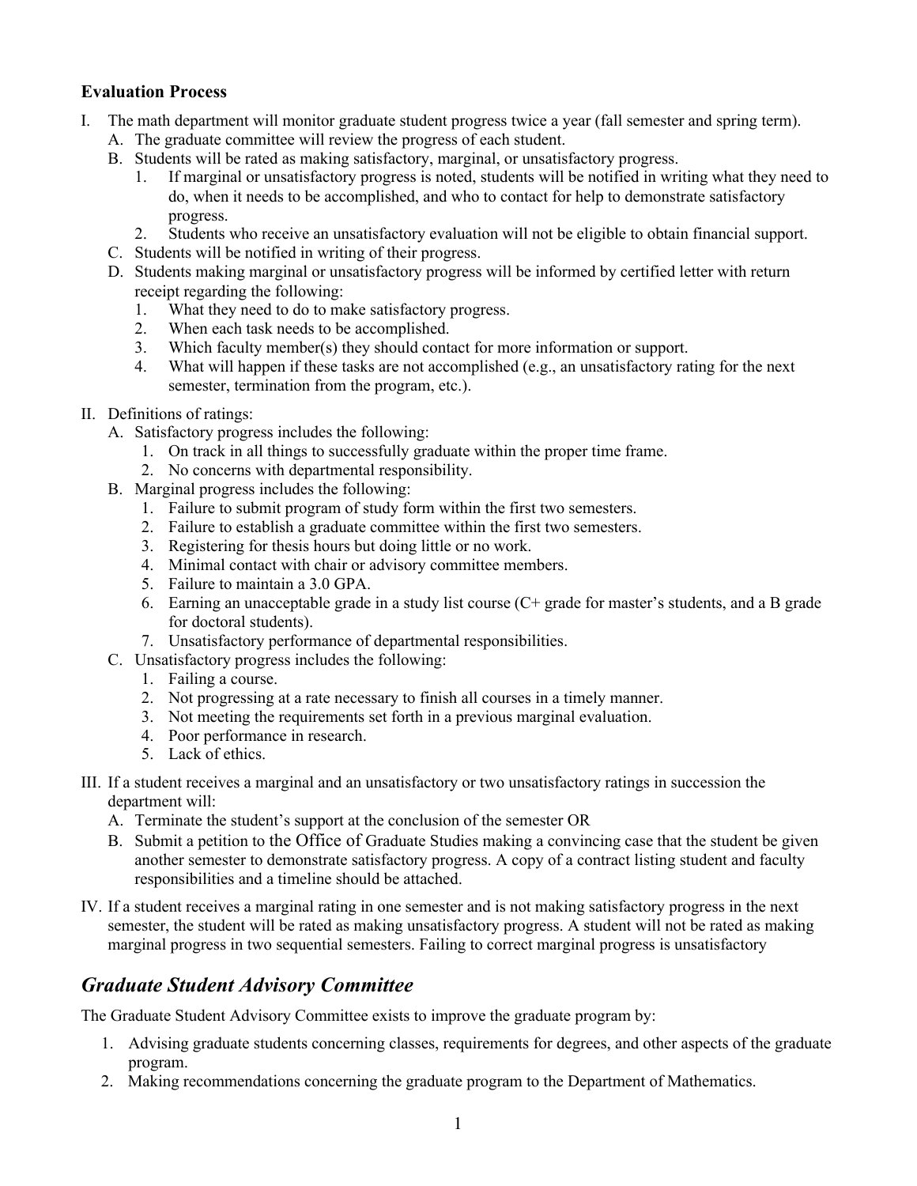### **Evaluation Process**

I. The math department will monitor graduate student progress twice a year (fall semester and spring term).
   A. The graduate committee will review the progress of each student.
   B. Students will be rated as making satisfactory, marginal, or unsatisfactory progress.
      1. If marginal or unsatisfactory progress is noted, students will be notified in writing what they need to do, when it needs to be accomplished, and who to contact for help to demonstrate satisfactory progress.
      2. Students who receive an unsatisfactory evaluation will not be eligible to obtain financial support.
   C. Students will be notified in writing of their progress.
   D. Students making marginal or unsatisfactory progress will be informed by certified letter with return receipt regarding the following:
      1. What they need to do to make satisfactory progress.
      2. When each task needs to be accomplished.
      3. Which faculty member(s) they should contact for more information or support.
      4. What will happen if these tasks are not accomplished (e.g., an unsatisfactory rating for the next semester, termination from the program, etc.).

II. Definitions of ratings:
   A. Satisfactory progress includes the following:
      1. On track in all things to successfully graduate within the proper time frame.
      2. No concerns with departmental responsibility.
   B. Marginal progress includes the following:
      1. Failure to submit program of study form within the first two semesters.
      2. Failure to establish a graduate committee within the first two semesters.
      3. Registering for thesis hours but doing little or no work.
      4. Minimal contact with chair or advisory committee members.
      5. Failure to maintain a 3.0 GPA.
      6. Earning an unacceptable grade in a study list course (C+ grade for master's students, and a B grade for doctoral students).
      7. Unsatisfactory performance of departmental responsibilities.
   C. Unsatisfactory progress includes the following:
      1. Failing a course.
      2. Not progressing at a rate necessary to finish all courses in a timely manner.
      3. Not meeting the requirements set forth in a previous marginal evaluation.
      4. Poor performance in research.
      5. Lack of ethics.

III. If a student receives a marginal and an unsatisfactory or two unsatisfactory ratings in succession the department will:
   A. Terminate the student's support at the conclusion of the semester OR
   B. Submit a petition to the Office of Graduate Studies making a convincing case that the student be given another semester to demonstrate satisfactory progress. A copy of a contract listing student and faculty responsibilities and a timeline should be attached.

IV. If a student receives a marginal rating in one semester and is not making satisfactory progress in the next semester, the student will be rated as making unsatisfactory progress. A student will not be rated as making marginal progress in two sequential semesters. Failing to correct marginal progress is unsatisfactory

## ***Graduate Student Advisory Committee***

The Graduate Student Advisory Committee exists to improve the graduate program by:

1. Advising graduate students concerning classes, requirements for degrees, and other aspects of the graduate program.
2. Making recommendations concerning the graduate program to the Department of Mathematics.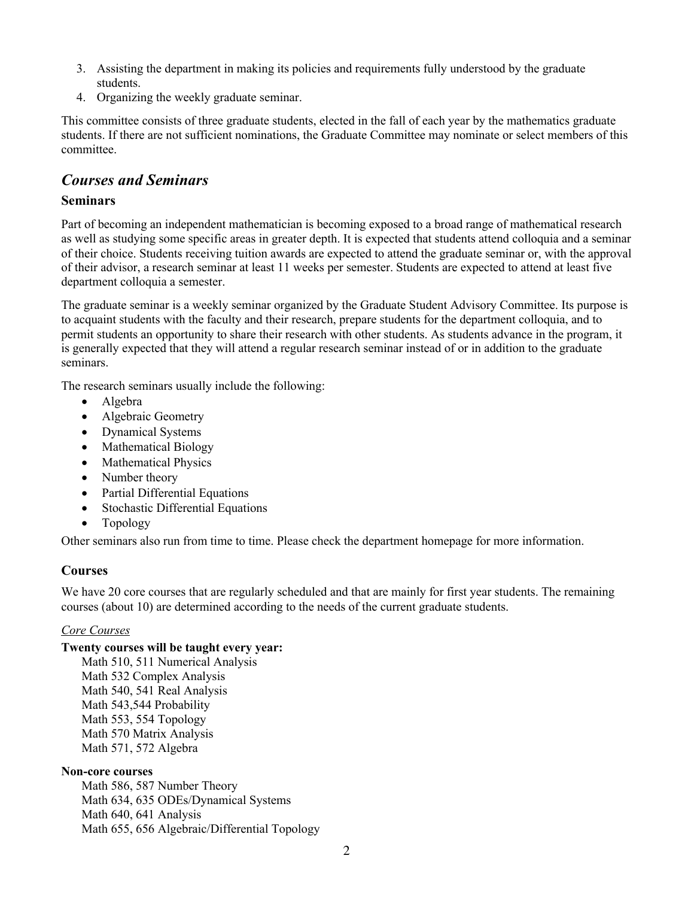3. Assisting the department in making its policies and requirements fully understood by the graduate students.
4. Organizing the weekly graduate seminar.

This committee consists of three graduate students, elected in the fall of each year by the mathematics graduate students. If there are not sufficient nominations, the Graduate Committee may nominate or select members of this committee.

## *Courses and Seminars*

### Seminars

Part of becoming an independent mathematician is becoming exposed to a broad range of mathematical research as well as studying some specific areas in greater depth. It is expected that students attend colloquia and a seminar of their choice. Students receiving tuition awards are expected to attend the graduate seminar or, with the approval of their advisor, a research seminar at least 11 weeks per semester. Students are expected to attend at least five department colloquia a semester.

The graduate seminar is a weekly seminar organized by the Graduate Student Advisory Committee. Its purpose is to acquaint students with the faculty and their research, prepare students for the department colloquia, and to permit students an opportunity to share their research with other students. As students advance in the program, it is generally expected that they will attend a regular research seminar instead of or in addition to the graduate seminars.

The research seminars usually include the following:

- Algebra
- Algebraic Geometry
- Dynamical Systems
- Mathematical Biology
- Mathematical Physics
- Number theory
- Partial Differential Equations
- Stochastic Differential Equations
- Topology

Other seminars also run from time to time. Please check the department homepage for more information.

### Courses

We have 20 core courses that are regularly scheduled and that are mainly for first year students. The remaining courses (about 10) are determined according to the needs of the current graduate students.

*Core Courses*

**Twenty courses will be taught every year:**

Math 510, 511 Numerical Analysis
Math 532 Complex Analysis
Math 540, 541 Real Analysis
Math 543,544 Probability
Math 553, 554 Topology
Math 570 Matrix Analysis
Math 571, 572 Algebra

**Non-core courses**

Math 586, 587 Number Theory
Math 634, 635 ODEs/Dynamical Systems
Math 640, 641 Analysis
Math 655, 656 Algebraic/Differential Topology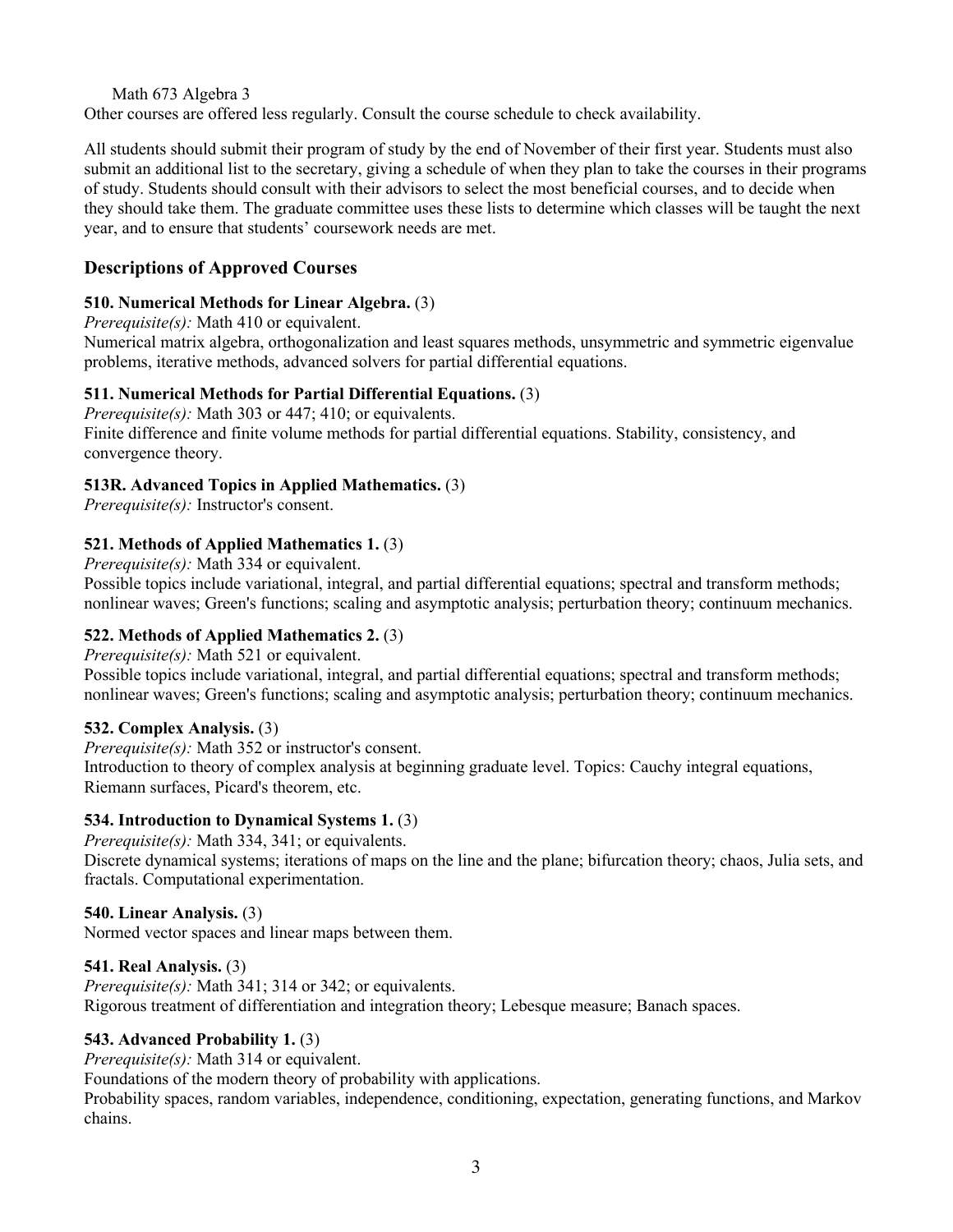Math 673 Algebra 3

Other courses are offered less regularly. Consult the course schedule to check availability.

All students should submit their program of study by the end of November of their first year. Students must also submit an additional list to the secretary, giving a schedule of when they plan to take the courses in their programs of study. Students should consult with their advisors to select the most beneficial courses, and to decide when they should take them. The graduate committee uses these lists to determine which classes will be taught the next year, and to ensure that students' coursework needs are met.

### Descriptions of Approved Courses

**510. Numerical Methods for Linear Algebra.** (3)
*Prerequisite(s):* Math 410 or equivalent.
Numerical matrix algebra, orthogonalization and least squares methods, unsymmetric and symmetric eigenvalue problems, iterative methods, advanced solvers for partial differential equations.

**511. Numerical Methods for Partial Differential Equations.** (3)
*Prerequisite(s):* Math 303 or 447; 410; or equivalents.
Finite difference and finite volume methods for partial differential equations. Stability, consistency, and convergence theory.

**513R. Advanced Topics in Applied Mathematics.** (3)
*Prerequisite(s):* Instructor's consent.

**521. Methods of Applied Mathematics 1.** (3)
*Prerequisite(s):* Math 334 or equivalent.
Possible topics include variational, integral, and partial differential equations; spectral and transform methods; nonlinear waves; Green's functions; scaling and asymptotic analysis; perturbation theory; continuum mechanics.

**522. Methods of Applied Mathematics 2.** (3)
*Prerequisite(s):* Math 521 or equivalent.
Possible topics include variational, integral, and partial differential equations; spectral and transform methods; nonlinear waves; Green's functions; scaling and asymptotic analysis; perturbation theory; continuum mechanics.

**532. Complex Analysis.** (3)
*Prerequisite(s):* Math 352 or instructor's consent.
Introduction to theory of complex analysis at beginning graduate level. Topics: Cauchy integral equations, Riemann surfaces, Picard's theorem, etc.

**534. Introduction to Dynamical Systems 1.** (3)
*Prerequisite(s):* Math 334, 341; or equivalents.
Discrete dynamical systems; iterations of maps on the line and the plane; bifurcation theory; chaos, Julia sets, and fractals. Computational experimentation.

**540. Linear Analysis.** (3)
Normed vector spaces and linear maps between them.

**541. Real Analysis.** (3)
*Prerequisite(s):* Math 341; 314 or 342; or equivalents.
Rigorous treatment of differentiation and integration theory; Lebesque measure; Banach spaces.

**543. Advanced Probability 1.** (3)
*Prerequisite(s):* Math 314 or equivalent.
Foundations of the modern theory of probability with applications.
Probability spaces, random variables, independence, conditioning, expectation, generating functions, and Markov chains.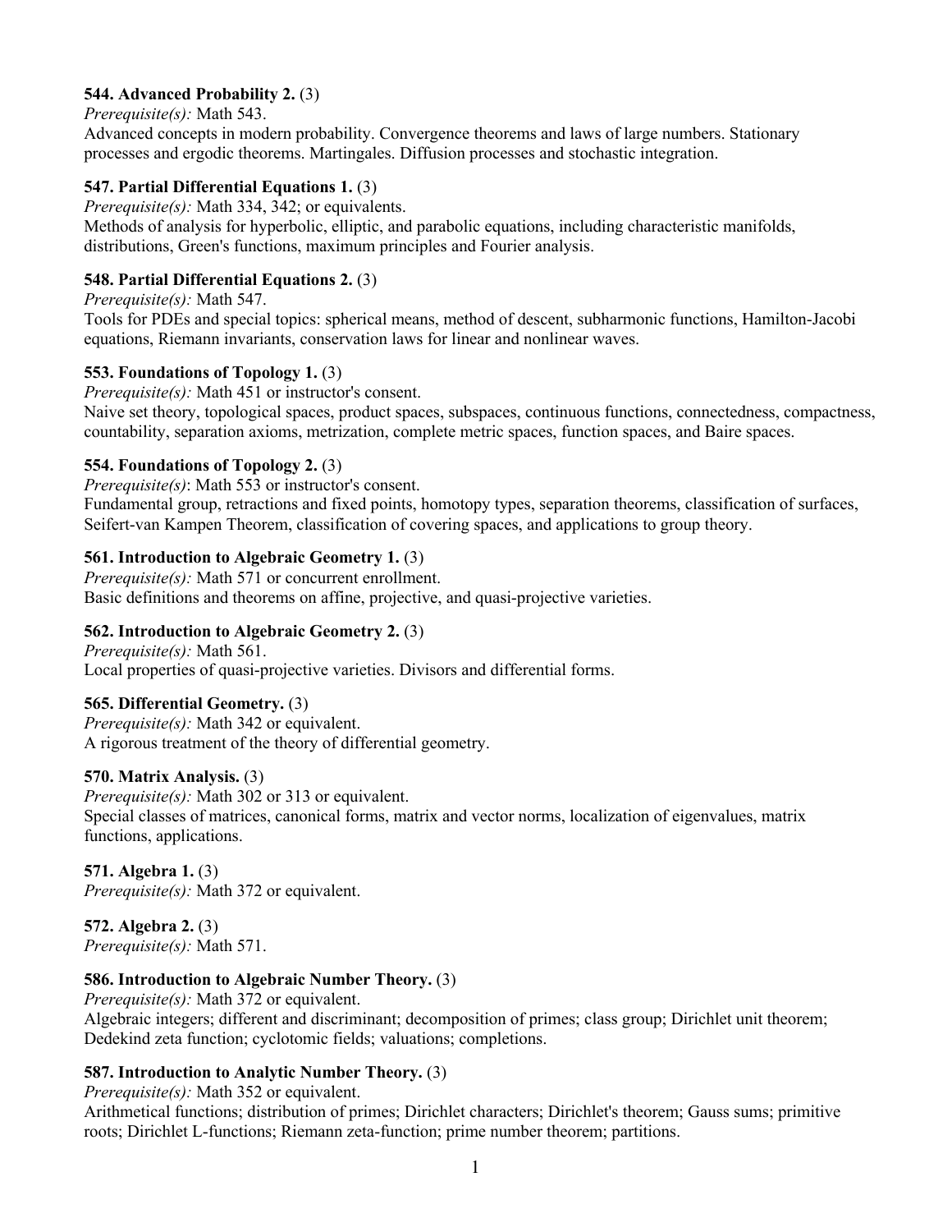**544. Advanced Probability 2.** (3)
*Prerequisite(s):* Math 543.
Advanced concepts in modern probability. Convergence theorems and laws of large numbers. Stationary processes and ergodic theorems. Martingales. Diffusion processes and stochastic integration.

**547. Partial Differential Equations 1.** (3)
*Prerequisite(s):* Math 334, 342; or equivalents.
Methods of analysis for hyperbolic, elliptic, and parabolic equations, including characteristic manifolds, distributions, Green's functions, maximum principles and Fourier analysis.

**548. Partial Differential Equations 2.** (3)
*Prerequisite(s):* Math 547.
Tools for PDEs and special topics: spherical means, method of descent, subharmonic functions, Hamilton-Jacobi equations, Riemann invariants, conservation laws for linear and nonlinear waves.

**553. Foundations of Topology 1.** (3)
*Prerequisite(s):* Math 451 or instructor's consent.
Naive set theory, topological spaces, product spaces, subspaces, continuous functions, connectedness, compactness, countability, separation axioms, metrization, complete metric spaces, function spaces, and Baire spaces.

**554. Foundations of Topology 2.** (3)
*Prerequisite(s)*: Math 553 or instructor's consent.
Fundamental group, retractions and fixed points, homotopy types, separation theorems, classification of surfaces, Seifert-van Kampen Theorem, classification of covering spaces, and applications to group theory.

**561. Introduction to Algebraic Geometry 1.** (3)
*Prerequisite(s):* Math 571 or concurrent enrollment.
Basic definitions and theorems on affine, projective, and quasi-projective varieties.

**562. Introduction to Algebraic Geometry 2.** (3)
*Prerequisite(s):* Math 561.
Local properties of quasi-projective varieties. Divisors and differential forms.

**565. Differential Geometry.** (3)
*Prerequisite(s):* Math 342 or equivalent.
A rigorous treatment of the theory of differential geometry.

**570. Matrix Analysis.** (3)
*Prerequisite(s):* Math 302 or 313 or equivalent.
Special classes of matrices, canonical forms, matrix and vector norms, localization of eigenvalues, matrix functions, applications.

**571. Algebra 1.** (3)
*Prerequisite(s):* Math 372 or equivalent.

**572. Algebra 2.** (3)
*Prerequisite(s):* Math 571.

**586. Introduction to Algebraic Number Theory.** (3)
*Prerequisite(s):* Math 372 or equivalent.
Algebraic integers; different and discriminant; decomposition of primes; class group; Dirichlet unit theorem; Dedekind zeta function; cyclotomic fields; valuations; completions.

**587. Introduction to Analytic Number Theory.** (3)
*Prerequisite(s):* Math 352 or equivalent.
Arithmetical functions; distribution of primes; Dirichlet characters; Dirichlet's theorem; Gauss sums; primitive roots; Dirichlet L-functions; Riemann zeta-function; prime number theorem; partitions.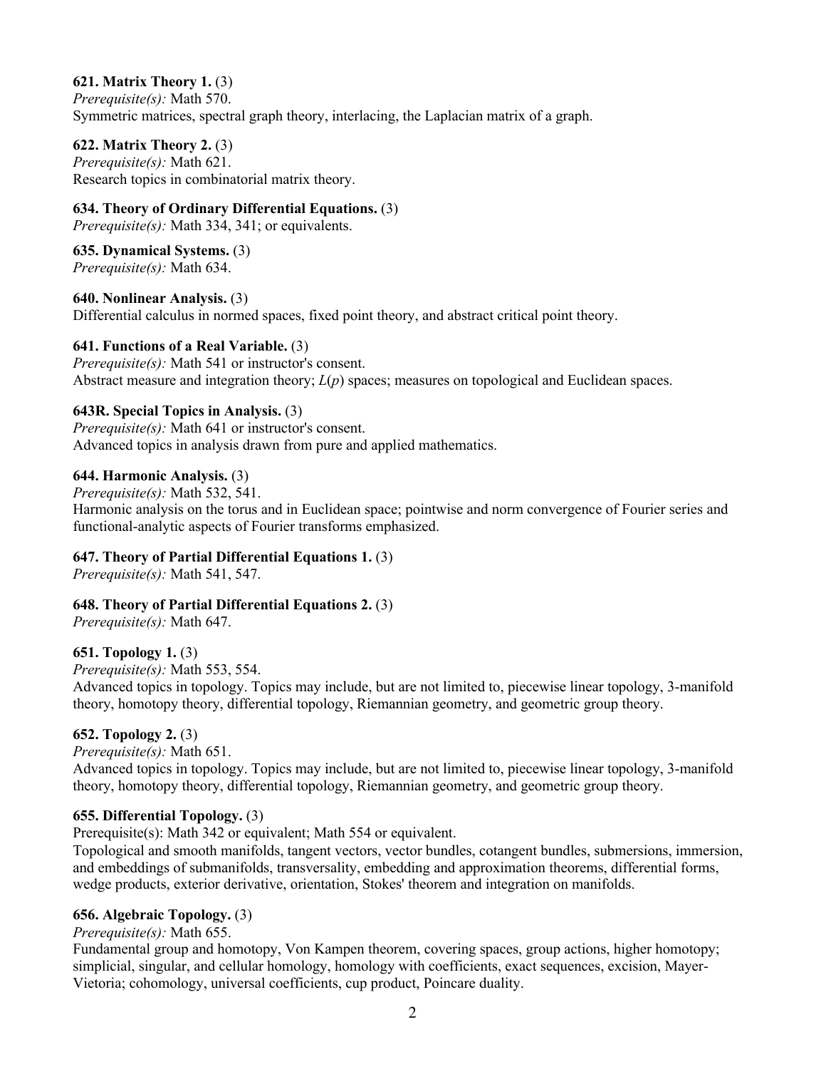**621. Matrix Theory 1.** (3)
*Prerequisite(s):* Math 570.
Symmetric matrices, spectral graph theory, interlacing, the Laplacian matrix of a graph.

**622. Matrix Theory 2.** (3)
*Prerequisite(s):* Math 621.
Research topics in combinatorial matrix theory.

**634. Theory of Ordinary Differential Equations.** (3)
*Prerequisite(s):* Math 334, 341; or equivalents.

**635. Dynamical Systems.** (3)
*Prerequisite(s):* Math 634.

**640. Nonlinear Analysis.** (3)
Differential calculus in normed spaces, fixed point theory, and abstract critical point theory.

**641. Functions of a Real Variable.** (3)
*Prerequisite(s):* Math 541 or instructor's consent.
Abstract measure and integration theory; *L*(*p*) spaces; measures on topological and Euclidean spaces.

**643R. Special Topics in Analysis.** (3)
*Prerequisite(s):* Math 641 or instructor's consent.
Advanced topics in analysis drawn from pure and applied mathematics.

**644. Harmonic Analysis.** (3)
*Prerequisite(s):* Math 532, 541.
Harmonic analysis on the torus and in Euclidean space; pointwise and norm convergence of Fourier series and functional-analytic aspects of Fourier transforms emphasized.

**647. Theory of Partial Differential Equations 1.** (3)
*Prerequisite(s):* Math 541, 547.

**648. Theory of Partial Differential Equations 2.** (3)
*Prerequisite(s):* Math 647.

**651. Topology 1.** (3)
*Prerequisite(s):* Math 553, 554.
Advanced topics in topology. Topics may include, but are not limited to, piecewise linear topology, 3-manifold theory, homotopy theory, differential topology, Riemannian geometry, and geometric group theory.

**652. Topology 2.** (3)
*Prerequisite(s):* Math 651.
Advanced topics in topology. Topics may include, but are not limited to, piecewise linear topology, 3-manifold theory, homotopy theory, differential topology, Riemannian geometry, and geometric group theory.

**655. Differential Topology.** (3)
Prerequisite(s): Math 342 or equivalent; Math 554 or equivalent.
Topological and smooth manifolds, tangent vectors, vector bundles, cotangent bundles, submersions, immersion, and embeddings of submanifolds, transversality, embedding and approximation theorems, differential forms, wedge products, exterior derivative, orientation, Stokes' theorem and integration on manifolds.

**656. Algebraic Topology.** (3)
*Prerequisite(s):* Math 655.
Fundamental group and homotopy, Von Kampen theorem, covering spaces, group actions, higher homotopy; simplicial, singular, and cellular homology, homology with coefficients, exact sequences, excision, Mayer-Vietoria; cohomology, universal coefficients, cup product, Poincare duality.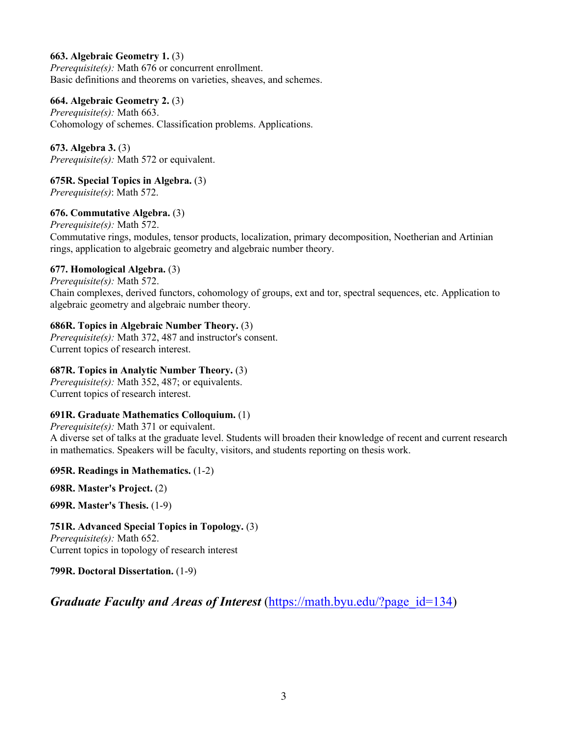**663. Algebraic Geometry 1.** (3)
*Prerequisite(s):* Math 676 or concurrent enrollment.
Basic definitions and theorems on varieties, sheaves, and schemes.

**664. Algebraic Geometry 2.** (3)
*Prerequisite(s):* Math 663.
Cohomology of schemes. Classification problems. Applications.

**673. Algebra 3.** (3)
*Prerequisite(s):* Math 572 or equivalent.

**675R. Special Topics in Algebra.** (3)
*Prerequisite(s)*: Math 572.

**676. Commutative Algebra.** (3)
*Prerequisite(s):* Math 572.
Commutative rings, modules, tensor products, localization, primary decomposition, Noetherian and Artinian rings, application to algebraic geometry and algebraic number theory.

**677. Homological Algebra.** (3)
*Prerequisite(s):* Math 572.
Chain complexes, derived functors, cohomology of groups, ext and tor, spectral sequences, etc. Application to algebraic geometry and algebraic number theory.

**686R. Topics in Algebraic Number Theory.** (3)
*Prerequisite(s):* Math 372, 487 and instructor's consent.
Current topics of research interest.

**687R. Topics in Analytic Number Theory.** (3)
*Prerequisite(s):* Math 352, 487; or equivalents.
Current topics of research interest.

**691R. Graduate Mathematics Colloquium.** (1)
*Prerequisite(s):* Math 371 or equivalent.
A diverse set of talks at the graduate level. Students will broaden their knowledge of recent and current research in mathematics. Speakers will be faculty, visitors, and students reporting on thesis work.

**695R. Readings in Mathematics.** (1-2)

**698R. Master's Project.** (2)

**699R. Master's Thesis.** (1-9)

**751R. Advanced Special Topics in Topology.** (3)
*Prerequisite(s):* Math 652.
Current topics in topology of research interest

**799R. Doctoral Dissertation.** (1-9)

## *Graduate Faculty and Areas of Interest* (https://math.byu.edu/?page_id=134)